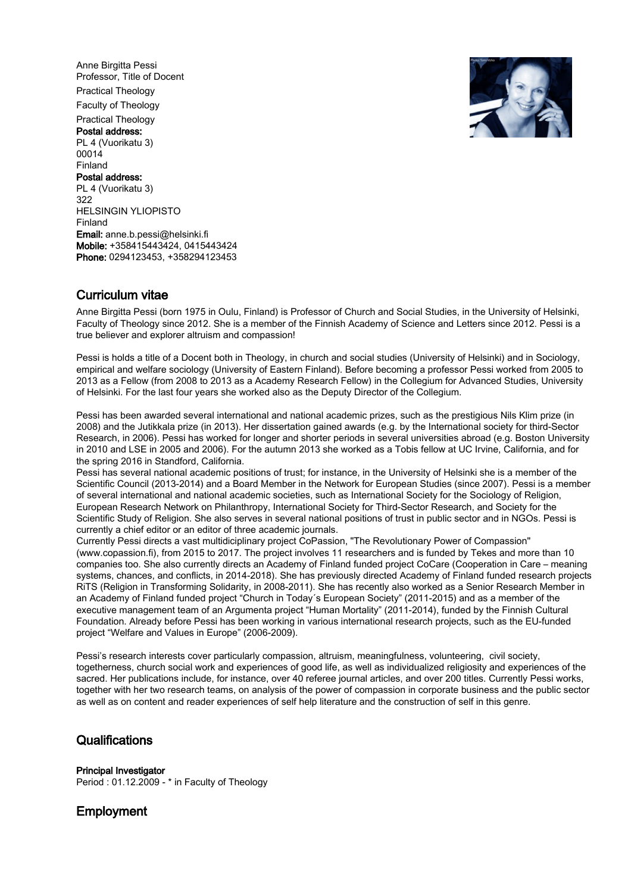Anne Birgitta Pessi
Professor, Title of Docent
Practical Theology
Faculty of Theology
Practical Theology
**Postal address:**
PL 4 (Vuorikatu 3)
00014
Finland
**Postal address:**
PL 4 (Vuorikatu 3)
322
HELSINGIN YLIOPISTO
Finland
**Email:** anne.b.pessi@helsinki.fi
**Mobile:** +358415443424, 0415443424
**Phone:** 0294123453, +358294123453

## Curriculum vitae

Anne Birgitta Pessi (born 1975 in Oulu, Finland) is Professor of Church and Social Studies, in the University of Helsinki, Faculty of Theology since 2012. She is a member of the Finnish Academy of Science and Letters since 2012. Pessi is a true believer and explorer altruism and compassion!

Pessi is holds a title of a Docent both in Theology, in church and social studies (University of Helsinki) and in Sociology, empirical and welfare sociology (University of Eastern Finland). Before becoming a professor Pessi worked from 2005 to 2013 as a Fellow (from 2008 to 2013 as a Academy Research Fellow) in the Collegium for Advanced Studies, University of Helsinki. For the last four years she worked also as the Deputy Director of the Collegium.

Pessi has been awarded several international and national academic prizes, such as the prestigious Nils Klim prize (in 2008) and the Jutikkala prize (in 2013). Her dissertation gained awards (e.g. by the International society for third-Sector Research, in 2006). Pessi has worked for longer and shorter periods in several universities abroad (e.g. Boston University in 2010 and LSE in 2005 and 2006). For the autumn 2013 she worked as a Tobis fellow at UC Irvine, California, and for the spring 2016 in Standford, California.
Pessi has several national academic positions of trust; for instance, in the University of Helsinki she is a member of the Scientific Council (2013-2014) and a Board Member in the Network for European Studies (since 2007). Pessi is a member of several international and national academic societies, such as International Society for the Sociology of Religion, European Research Network on Philanthropy, International Society for Third-Sector Research, and Society for the Scientific Study of Religion. She also serves in several national positions of trust in public sector and in NGOs. Pessi is currently a chief editor or an editor of three academic journals.
Currently Pessi directs a vast multidiciplinary project CoPassion, "The Revolutionary Power of Compassion" (www.copassion.fi), from 2015 to 2017. The project involves 11 researchers and is funded by Tekes and more than 10 companies too. She also currently directs an Academy of Finland funded project CoCare (Cooperation in Care – meaning systems, chances, and conflicts, in 2014-2018). She has previously directed Academy of Finland funded research projects RiTS (Religion in Transforming Solidarity, in 2008-2011). She has recently also worked as a Senior Research Member in an Academy of Finland funded project "Church in Today´s European Society" (2011-2015) and as a member of the executive management team of an Argumenta project "Human Mortality" (2011-2014), funded by the Finnish Cultural Foundation. Already before Pessi has been working in various international research projects, such as the EU-funded project "Welfare and Values in Europe" (2006-2009).

Pessi's research interests cover particularly compassion, altruism, meaningfulness, volunteering, civil society, togetherness, church social work and experiences of good life, as well as individualized religiosity and experiences of the sacred. Her publications include, for instance, over 40 referee journal articles, and over 200 titles. Currently Pessi works, together with her two research teams, on analysis of the power of compassion in corporate business and the public sector as well as on content and reader experiences of self help literature and the construction of self in this genre.

## Qualifications

**Principal Investigator**
Period : 01.12.2009 - * in Faculty of Theology

## Employment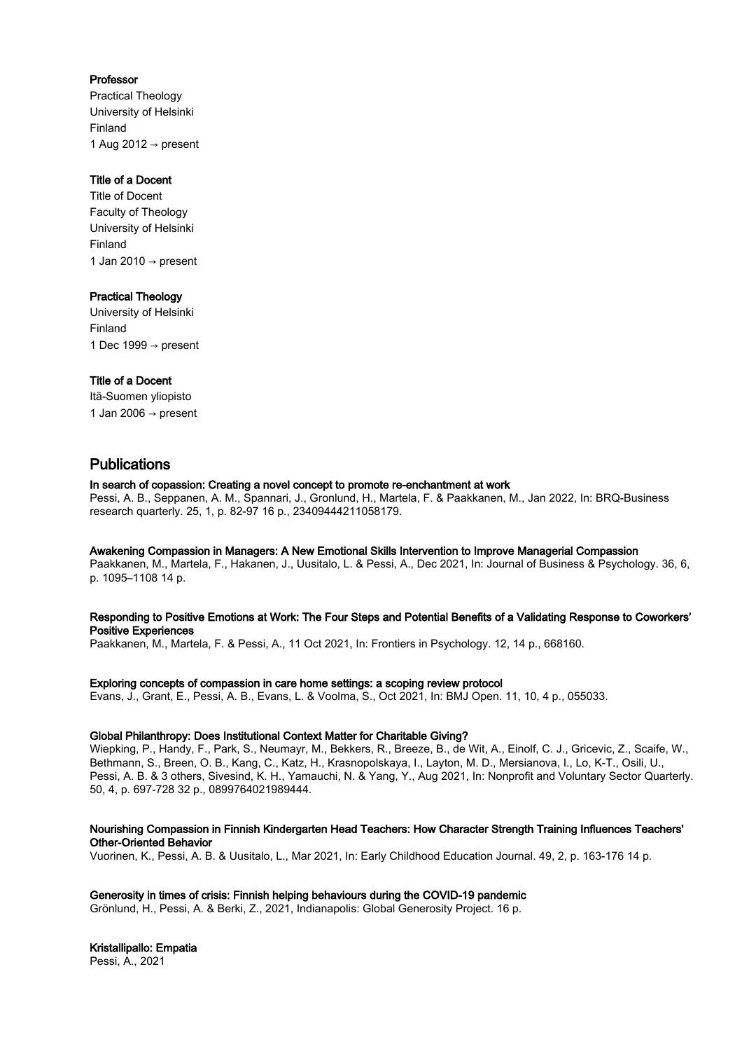**Professor**

Practical Theology
University of Helsinki
Finland
1 Aug 2012 → present

**Title of a Docent**

Title of Docent
Faculty of Theology
University of Helsinki
Finland
1 Jan 2010 → present

**Practical Theology**

University of Helsinki
Finland
1 Dec 1999 → present

**Title of a Docent**

Itä-Suomen yliopisto
1 Jan 2006 → present

## Publications

**In search of copassion: Creating a novel concept to promote re-enchantment at work**

Pessi, A. B., Seppanen, A. M., Spannari, J., Gronlund, H., Martela, F. & Paakkanen, M., Jan 2022, In: BRQ-Business research quarterly. 25, 1, p. 82-97 16 p., 23409444211058179.

**Awakening Compassion in Managers: A New Emotional Skills Intervention to Improve Managerial Compassion**

Paakkanen, M., Martela, F., Hakanen, J., Uusitalo, L. & Pessi, A., Dec 2021, In: Journal of Business & Psychology. 36, 6, p. 1095–1108 14 p.

**Responding to Positive Emotions at Work: The Four Steps and Potential Benefits of a Validating Response to Coworkers' Positive Experiences**

Paakkanen, M., Martela, F. & Pessi, A., 11 Oct 2021, In: Frontiers in Psychology. 12, 14 p., 668160.

**Exploring concepts of compassion in care home settings: a scoping review protocol**

Evans, J., Grant, E., Pessi, A. B., Evans, L. & Voolma, S., Oct 2021, In: BMJ Open. 11, 10, 4 p., 055033.

**Global Philanthropy: Does Institutional Context Matter for Charitable Giving?**

Wiepking, P., Handy, F., Park, S., Neumayr, M., Bekkers, R., Breeze, B., de Wit, A., Einolf, C. J., Gricevic, Z., Scaife, W., Bethmann, S., Breen, O. B., Kang, C., Katz, H., Krasnopolskaya, I., Layton, M. D., Mersianova, I., Lo, K-T., Osili, U., Pessi, A. B. & 3 others, Sivesind, K. H., Yamauchi, N. & Yang, Y., Aug 2021, In: Nonprofit and Voluntary Sector Quarterly. 50, 4, p. 697-728 32 p., 0899764021989444.

**Nourishing Compassion in Finnish Kindergarten Head Teachers: How Character Strength Training Influences Teachers' Other-Oriented Behavior**

Vuorinen, K., Pessi, A. B. & Uusitalo, L., Mar 2021, In: Early Childhood Education Journal. 49, 2, p. 163-176 14 p.

**Generosity in times of crisis: Finnish helping behaviours during the COVID-19 pandemic**

Grönlund, H., Pessi, A. & Berki, Z., 2021, Indianapolis: Global Generosity Project. 16 p.

**Kristallipallo: Empatia**

Pessi, A., 2021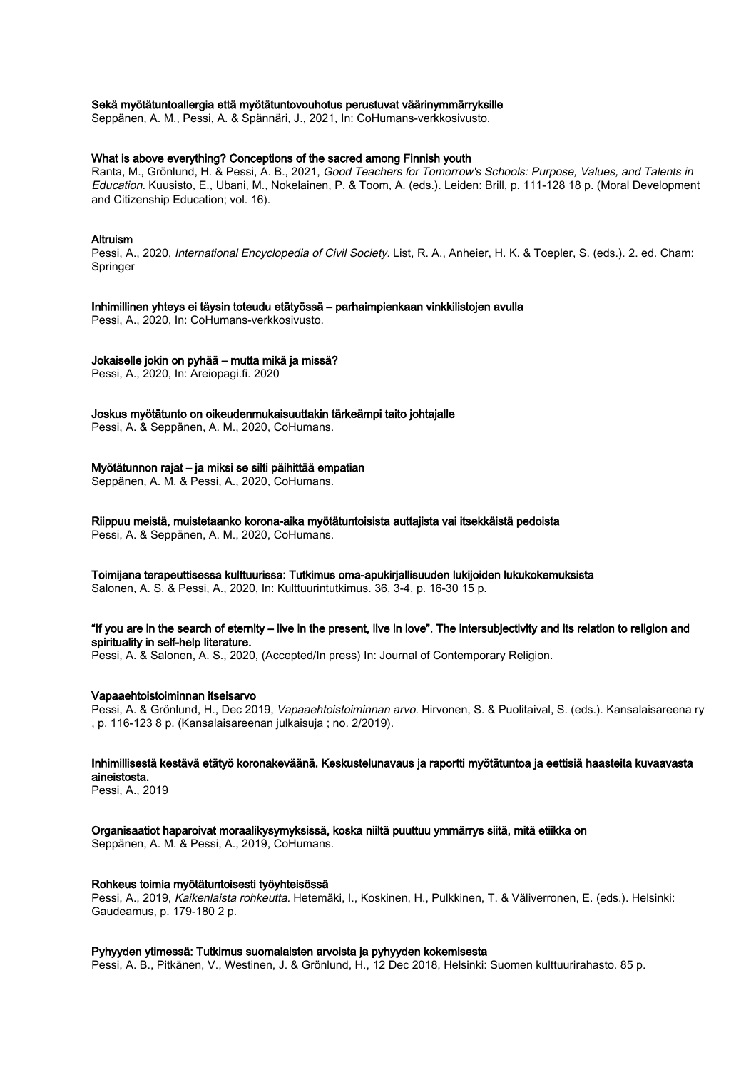**Sekä myötätuntoallergia että myötätuntovouhotus perustuvat väärinymmärryksille**
Seppänen, A. M., Pessi, A. & Spännäri, J., 2021, In: CoHumans-verkkosivusto.

**What is above everything? Conceptions of the sacred among Finnish youth**
Ranta, M., Grönlund, H. & Pessi, A. B., 2021, *Good Teachers for Tomorrow's Schools: Purpose, Values, and Talents in Education.* Kuusisto, E., Ubani, M., Nokelainen, P. & Toom, A. (eds.). Leiden: Brill, p. 111-128 18 p. (Moral Development and Citizenship Education; vol. 16).

**Altruism**
Pessi, A., 2020, *International Encyclopedia of Civil Society.* List, R. A., Anheier, H. K. & Toepler, S. (eds.). 2. ed. Cham: Springer

**Inhimillinen yhteys ei täysin toteudu etätyössä – parhaimpienkaan vinkkilistojen avulla**
Pessi, A., 2020, In: CoHumans-verkkosivusto.

**Jokaiselle jokin on pyhää – mutta mikä ja missä?**
Pessi, A., 2020, In: Areiopagi.fi. 2020

**Joskus myötätunto on oikeudenmukaisuuttakin tärkeämpi taito johtajalle**
Pessi, A. & Seppänen, A. M., 2020, CoHumans.

**Myötätunnon rajat – ja miksi se silti päihittää empatian**
Seppänen, A. M. & Pessi, A., 2020, CoHumans.

**Riippuu meistä, muistetaanko korona-aika myötätuntoisista auttajista vai itsekkäistä pedoista**
Pessi, A. & Seppänen, A. M., 2020, CoHumans.

**Toimijana terapeuttisessa kulttuurissa: Tutkimus oma-apukirjallisuuden lukijoiden lukukokemuksista**
Salonen, A. S. & Pessi, A., 2020, In: Kulttuurintutkimus. 36, 3-4, p. 16-30 15 p.

**"If you are in the search of eternity – live in the present, live in love". The intersubjectivity and its relation to religion and spirituality in self-help literature.**
Pessi, A. & Salonen, A. S., 2020, (Accepted/In press) In: Journal of Contemporary Religion.

**Vapaaehtoistoiminnan itseisarvo**
Pessi, A. & Grönlund, H., Dec 2019, *Vapaaehtoistoiminnan arvo.* Hirvonen, S. & Puolitaival, S. (eds.). Kansalaisareena ry , p. 116-123 8 p. (Kansalaisareenan julkaisuja ; no. 2/2019).

**Inhimillisestä kestävä etätyö koronakeväänä. Keskustelunavaus ja raportti myötätuntoa ja eettisiä haasteita kuvaavasta aineistosta.**
Pessi, A., 2019

**Organisaatiot haparoivat moraalikysymyksissä, koska niiltä puuttuu ymmärrys siitä, mitä etiikka on**
Seppänen, A. M. & Pessi, A., 2019, CoHumans.

**Rohkeus toimia myötätuntoisesti työyhteisössä**
Pessi, A., 2019, *Kaikenlaista rohkeutta.* Hetemäki, I., Koskinen, H., Pulkkinen, T. & Väliverronen, E. (eds.). Helsinki: Gaudeamus, p. 179-180 2 p.

**Pyhyyden ytimessä: Tutkimus suomalaisten arvoista ja pyhyyden kokemisesta**
Pessi, A. B., Pitkänen, V., Westinen, J. & Grönlund, H., 12 Dec 2018, Helsinki: Suomen kulttuurirahasto. 85 p.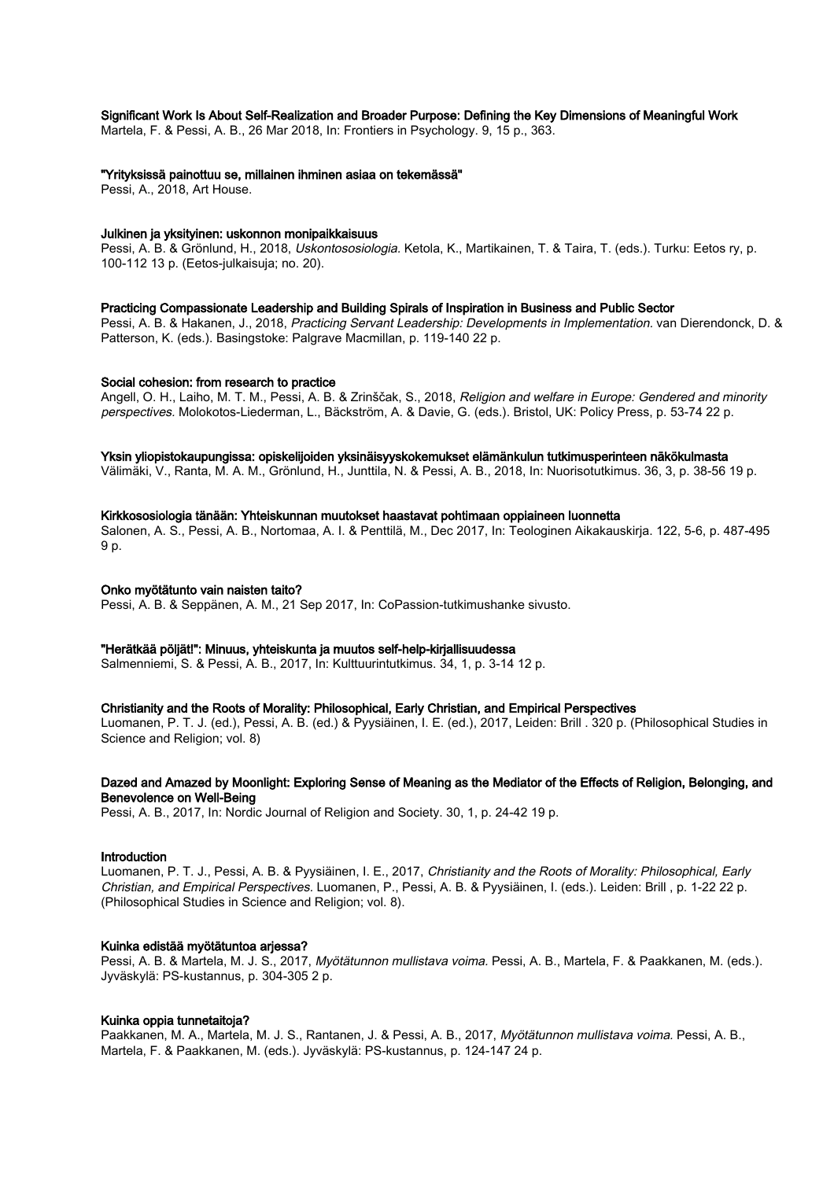**Significant Work Is About Self-Realization and Broader Purpose: Defining the Key Dimensions of Meaningful Work**
Martela, F. & Pessi, A. B., 26 Mar 2018, In: Frontiers in Psychology. 9, 15 p., 363.

**"Yrityksissä painottuu se, millainen ihminen asiaa on tekemässä"**
Pessi, A., 2018, Art House.

**Julkinen ja yksityinen: uskonnon monipaikkaisuus**
Pessi, A. B. & Grönlund, H., 2018, *Uskontososiologia.* Ketola, K., Martikainen, T. & Taira, T. (eds.). Turku: Eetos ry, p. 100-112 13 p. (Eetos-julkaisuja; no. 20).

**Practicing Compassionate Leadership and Building Spirals of Inspiration in Business and Public Sector**
Pessi, A. B. & Hakanen, J., 2018, *Practicing Servant Leadership: Developments in Implementation.* van Dierendonck, D. & Patterson, K. (eds.). Basingstoke: Palgrave Macmillan, p. 119-140 22 p.

**Social cohesion: from research to practice**
Angell, O. H., Laiho, M. T. M., Pessi, A. B. & Zrinščak, S., 2018, *Religion and welfare in Europe: Gendered and minority perspectives.* Molokotos-Liederman, L., Bäckström, A. & Davie, G. (eds.). Bristol, UK: Policy Press, p. 53-74 22 p.

**Yksin yliopistokaupungissa: opiskelijoiden yksinäisyyskokemukset elämänkulun tutkimusperinteen näkökulmasta**
Välimäki, V., Ranta, M. A. M., Grönlund, H., Junttila, N. & Pessi, A. B., 2018, In: Nuorisotutkimus. 36, 3, p. 38-56 19 p.

**Kirkkososiologia tänään: Yhteiskunnan muutokset haastavat pohtimaan oppiaineen luonnetta**
Salonen, A. S., Pessi, A. B., Nortomaa, A. I. & Penttilä, M., Dec 2017, In: Teologinen Aikakauskirja. 122, 5-6, p. 487-495 9 p.

**Onko myötätunto vain naisten taito?**
Pessi, A. B. & Seppänen, A. M., 21 Sep 2017, In: CoPassion-tutkimushanke sivusto.

**"Herätkää pöljät!": Minuus, yhteiskunta ja muutos self-help-kirjallisuudessa**
Salmenniemi, S. & Pessi, A. B., 2017, In: Kulttuurintutkimus. 34, 1, p. 3-14 12 p.

**Christianity and the Roots of Morality: Philosophical, Early Christian, and Empirical Perspectives**
Luomanen, P. T. J. (ed.), Pessi, A. B. (ed.) & Pyysiäinen, I. E. (ed.), 2017, Leiden: Brill . 320 p. (Philosophical Studies in Science and Religion; vol. 8)

**Dazed and Amazed by Moonlight: Exploring Sense of Meaning as the Mediator of the Effects of Religion, Belonging, and Benevolence on Well-Being**
Pessi, A. B., 2017, In: Nordic Journal of Religion and Society. 30, 1, p. 24-42 19 p.

**Introduction**
Luomanen, P. T. J., Pessi, A. B. & Pyysiäinen, I. E., 2017, *Christianity and the Roots of Morality: Philosophical, Early Christian, and Empirical Perspectives.* Luomanen, P., Pessi, A. B. & Pyysiäinen, I. (eds.). Leiden: Brill , p. 1-22 22 p. (Philosophical Studies in Science and Religion; vol. 8).

**Kuinka edistää myötätuntoa arjessa?**
Pessi, A. B. & Martela, M. J. S., 2017, *Myötätunnon mullistava voima.* Pessi, A. B., Martela, F. & Paakkanen, M. (eds.). Jyväskylä: PS-kustannus, p. 304-305 2 p.

**Kuinka oppia tunnetaitoja?**
Paakkanen, M. A., Martela, M. J. S., Rantanen, J. & Pessi, A. B., 2017, *Myötätunnon mullistava voima.* Pessi, A. B., Martela, F. & Paakkanen, M. (eds.). Jyväskylä: PS-kustannus, p. 124-147 24 p.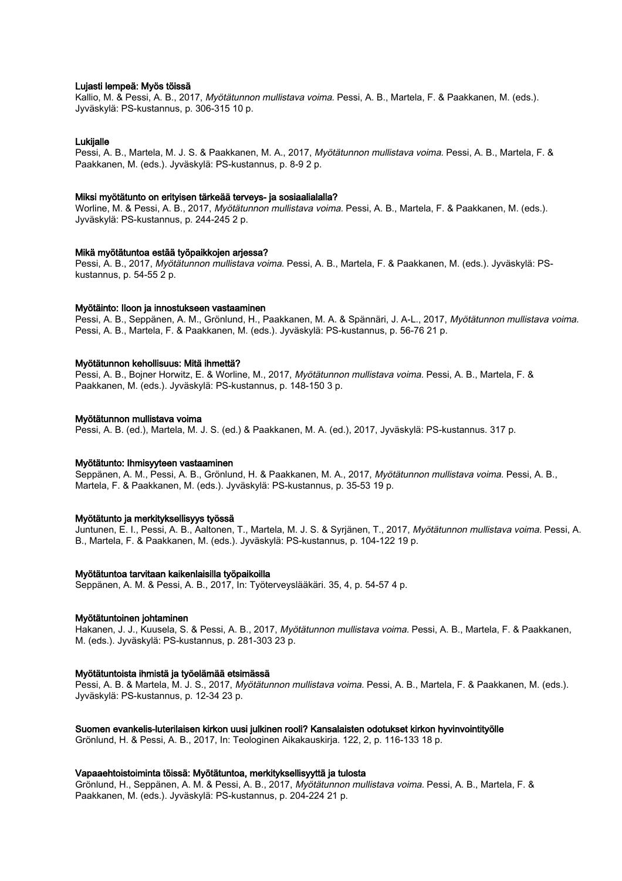**Lujasti lempeä: Myös töissä**

Kallio, M. & Pessi, A. B., 2017, *Myötätunnon mullistava voima.* Pessi, A. B., Martela, F. & Paakkanen, M. (eds.). Jyväskylä: PS-kustannus, p. 306-315 10 p.

**Lukijalle**

Pessi, A. B., Martela, M. J. S. & Paakkanen, M. A., 2017, *Myötätunnon mullistava voima.* Pessi, A. B., Martela, F. & Paakkanen, M. (eds.). Jyväskylä: PS-kustannus, p. 8-9 2 p.

**Miksi myötätunto on erityisen tärkeää terveys- ja sosiaalialalla?**

Worline, M. & Pessi, A. B., 2017, *Myötätunnon mullistava voima.* Pessi, A. B., Martela, F. & Paakkanen, M. (eds.). Jyväskylä: PS-kustannus, p. 244-245 2 p.

**Mikä myötätuntoa estää työpaikkojen arjessa?**

Pessi, A. B., 2017, *Myötätunnon mullistava voima.* Pessi, A. B., Martela, F. & Paakkanen, M. (eds.). Jyväskylä: PS-kustannus, p. 54-55 2 p.

**Myötäinto: Iloon ja innostukseen vastaaminen**

Pessi, A. B., Seppänen, A. M., Grönlund, H., Paakkanen, M. A. & Spännäri, J. A-L., 2017, *Myötätunnon mullistava voima.* Pessi, A. B., Martela, F. & Paakkanen, M. (eds.). Jyväskylä: PS-kustannus, p. 56-76 21 p.

**Myötätunnon kehollisuus: Mitä ihmettä?**

Pessi, A. B., Bojner Horwitz, E. & Worline, M., 2017, *Myötätunnon mullistava voima.* Pessi, A. B., Martela, F. & Paakkanen, M. (eds.). Jyväskylä: PS-kustannus, p. 148-150 3 p.

**Myötätunnon mullistava voima**

Pessi, A. B. (ed.), Martela, M. J. S. (ed.) & Paakkanen, M. A. (ed.), 2017, Jyväskylä: PS-kustannus. 317 p.

**Myötätunto: Ihmisyyteen vastaaminen**

Seppänen, A. M., Pessi, A. B., Grönlund, H. & Paakkanen, M. A., 2017, *Myötätunnon mullistava voima.* Pessi, A. B., Martela, F. & Paakkanen, M. (eds.). Jyväskylä: PS-kustannus, p. 35-53 19 p.

**Myötätunto ja merkityksellisyys työssä**

Juntunen, E. I., Pessi, A. B., Aaltonen, T., Martela, M. J. S. & Syrjänen, T., 2017, *Myötätunnon mullistava voima.* Pessi, A. B., Martela, F. & Paakkanen, M. (eds.). Jyväskylä: PS-kustannus, p. 104-122 19 p.

**Myötätuntoa tarvitaan kaikenlaisilla työpaikoilla**

Seppänen, A. M. & Pessi, A. B., 2017, In: Työterveyslääkäri. 35, 4, p. 54-57 4 p.

**Myötätuntoinen johtaminen**

Hakanen, J. J., Kuusela, S. & Pessi, A. B., 2017, *Myötätunnon mullistava voima.* Pessi, A. B., Martela, F. & Paakkanen, M. (eds.). Jyväskylä: PS-kustannus, p. 281-303 23 p.

**Myötätuntoista ihmistä ja työelämää etsimässä**

Pessi, A. B. & Martela, M. J. S., 2017, *Myötätunnon mullistava voima.* Pessi, A. B., Martela, F. & Paakkanen, M. (eds.). Jyväskylä: PS-kustannus, p. 12-34 23 p.

**Suomen evankelis-luterilaisen kirkon uusi julkinen rooli? Kansalaisten odotukset kirkon hyvinvointityölle**

Grönlund, H. & Pessi, A. B., 2017, In: Teologinen Aikakauskirja. 122, 2, p. 116-133 18 p.

**Vapaaehtoistoiminta töissä: Myötätuntoa, merkityksellisyyttä ja tulosta**

Grönlund, H., Seppänen, A. M. & Pessi, A. B., 2017, *Myötätunnon mullistava voima.* Pessi, A. B., Martela, F. & Paakkanen, M. (eds.). Jyväskylä: PS-kustannus, p. 204-224 21 p.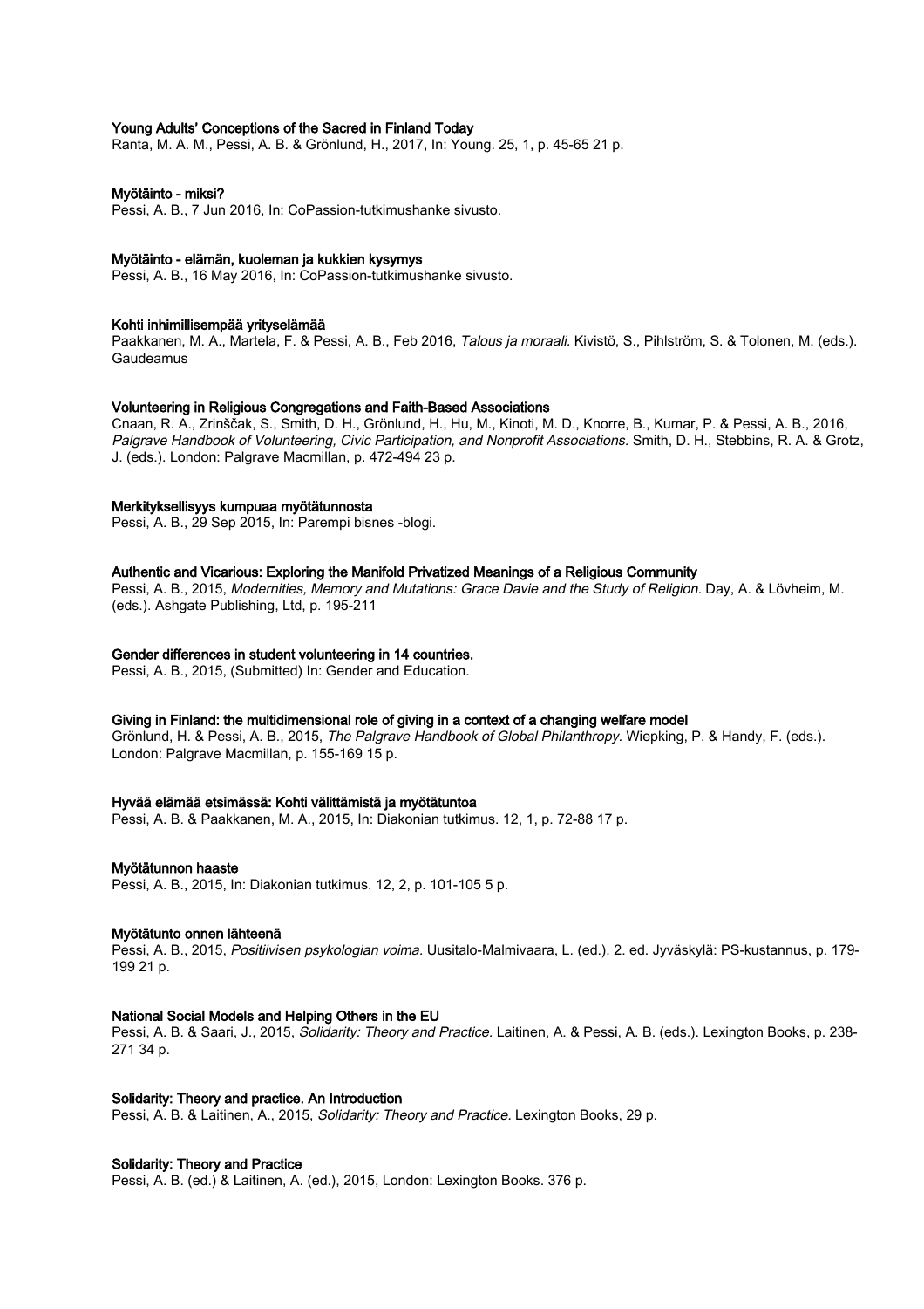**Young Adults' Conceptions of the Sacred in Finland Today**
Ranta, M. A. M., Pessi, A. B. & Grönlund, H., 2017, In: Young. 25, 1, p. 45-65 21 p.

**Myötäinto - miksi?**
Pessi, A. B., 7 Jun 2016, In: CoPassion-tutkimushanke sivusto.

**Myötäinto - elämän, kuoleman ja kukkien kysymys**
Pessi, A. B., 16 May 2016, In: CoPassion-tutkimushanke sivusto.

**Kohti inhimillisempää yrityselämää**
Paakkanen, M. A., Martela, F. & Pessi, A. B., Feb 2016, *Talous ja moraali.* Kivistö, S., Pihlström, S. & Tolonen, M. (eds.). Gaudeamus

**Volunteering in Religious Congregations and Faith-Based Associations**
Cnaan, R. A., Zrinščak, S., Smith, D. H., Grönlund, H., Hu, M., Kinoti, M. D., Knorre, B., Kumar, P. & Pessi, A. B., 2016, *Palgrave Handbook of Volunteering, Civic Participation, and Nonprofit Associations.* Smith, D. H., Stebbins, R. A. & Grotz, J. (eds.). London: Palgrave Macmillan, p. 472-494 23 p.

**Merkityksellisyys kumpuaa myötätunnosta**
Pessi, A. B., 29 Sep 2015, In: Parempi bisnes -blogi.

**Authentic and Vicarious: Exploring the Manifold Privatized Meanings of a Religious Community**
Pessi, A. B., 2015, *Modernities, Memory and Mutations: Grace Davie and the Study of Religion.* Day, A. & Lövheim, M. (eds.). Ashgate Publishing, Ltd, p. 195-211

**Gender differences in student volunteering in 14 countries.**
Pessi, A. B., 2015, (Submitted) In: Gender and Education.

**Giving in Finland: the multidimensional role of giving in a context of a changing welfare model**
Grönlund, H. & Pessi, A. B., 2015, *The Palgrave Handbook of Global Philanthropy.* Wiepking, P. & Handy, F. (eds.). London: Palgrave Macmillan, p. 155-169 15 p.

**Hyvää elämää etsimässä: Kohti välittämistä ja myötätuntoa**
Pessi, A. B. & Paakkanen, M. A., 2015, In: Diakonian tutkimus. 12, 1, p. 72-88 17 p.

**Myötätunnon haaste**
Pessi, A. B., 2015, In: Diakonian tutkimus. 12, 2, p. 101-105 5 p.

**Myötätunto onnen lähteenä**
Pessi, A. B., 2015, *Positiivisen psykologian voima.* Uusitalo-Malmivaara, L. (ed.). 2. ed. Jyväskylä: PS-kustannus, p. 179-199 21 p.

**National Social Models and Helping Others in the EU**
Pessi, A. B. & Saari, J., 2015, *Solidarity: Theory and Practice.* Laitinen, A. & Pessi, A. B. (eds.). Lexington Books, p. 238-271 34 p.

**Solidarity: Theory and practice. An Introduction**
Pessi, A. B. & Laitinen, A., 2015, *Solidarity: Theory and Practice.* Lexington Books, 29 p.

**Solidarity: Theory and Practice**
Pessi, A. B. (ed.) & Laitinen, A. (ed.), 2015, London: Lexington Books. 376 p.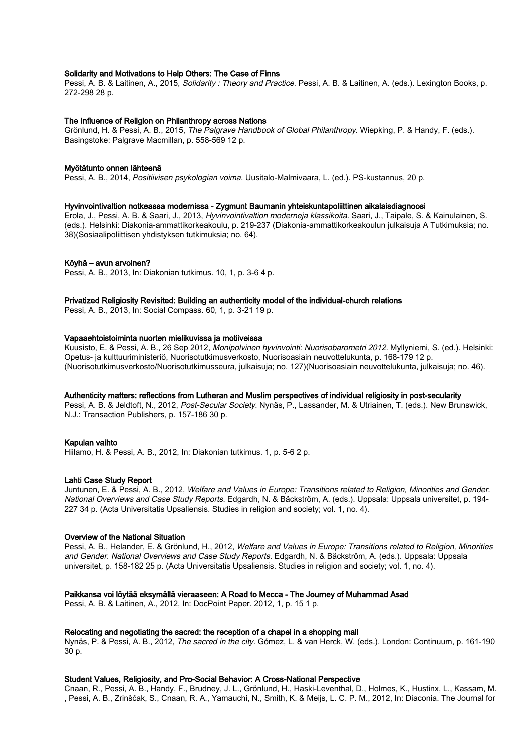**Solidarity and Motivations to Help Others: The Case of Finns**

Pessi, A. B. & Laitinen, A., 2015, *Solidarity : Theory and Practice.* Pessi, A. B. & Laitinen, A. (eds.). Lexington Books, p. 272-298 28 p.

**The Influence of Religion on Philanthropy across Nations**

Grönlund, H. & Pessi, A. B., 2015, *The Palgrave Handbook of Global Philanthropy.* Wiepking, P. & Handy, F. (eds.). Basingstoke: Palgrave Macmillan, p. 558-569 12 p.

**Myötätunto onnen lähteenä**

Pessi, A. B., 2014, *Positiivisen psykologian voima.* Uusitalo-Malmivaara, L. (ed.). PS-kustannus, 20 p.

**Hyvinvointivaltion notkeassa modernissa - Zygmunt Baumanin yhteiskuntapoliittinen aikalaisdiagnoosi**

Erola, J., Pessi, A. B. & Saari, J., 2013, *Hyvinvointivaltion moderneja klassikoita.* Saari, J., Taipale, S. & Kainulainen, S. (eds.). Helsinki: Diakonia-ammattikorkeakoulu, p. 219-237 (Diakonia-ammattikorkeakoulun julkaisuja A Tutkimuksia; no. 38)(Sosiaalipoliittisen yhdistyksen tutkimuksia; no. 64).

**Köyhä – avun arvoinen?**

Pessi, A. B., 2013, In: Diakonian tutkimus. 10, 1, p. 3-6 4 p.

**Privatized Religiosity Revisited: Building an authenticity model of the individual-church relations**

Pessi, A. B., 2013, In: Social Compass. 60, 1, p. 3-21 19 p.

**Vapaaehtoistoiminta nuorten mielikuvissa ja motiiveissa**

Kuusisto, E. & Pessi, A. B., 26 Sep 2012, *Monipolvinen hyvinvointi: Nuorisobarometri 2012.* Myllyniemi, S. (ed.). Helsinki: Opetus- ja kulttuuriministeriö, Nuorisotutkimusverkosto, Nuorisoasiain neuvottelukunta, p. 168-179 12 p. (Nuorisotutkimusverkosto/Nuorisotutkimusseura, julkaisuja; no. 127)(Nuorisoasiain neuvottelukunta, julkaisuja; no. 46).

**Authenticity matters: reflections from Lutheran and Muslim perspectives of individual religiosity in post-secularity**

Pessi, A. B. & Jeldtoft, N., 2012, *Post-Secular Society.* Nynäs, P., Lassander, M. & Utriainen, T. (eds.). New Brunswick, N.J.: Transaction Publishers, p. 157-186 30 p.

**Kapulan vaihto**

Hiilamo, H. & Pessi, A. B., 2012, In: Diakonian tutkimus. 1, p. 5-6 2 p.

**Lahti Case Study Report**

Juntunen, E. & Pessi, A. B., 2012, *Welfare and Values in Europe: Transitions related to Religion, Minorities and Gender. National Overviews and Case Study Reports.* Edgardh, N. & Bäckström, A. (eds.). Uppsala: Uppsala universitet, p. 194-227 34 p. (Acta Universitatis Upsaliensis. Studies in religion and society; vol. 1, no. 4).

**Overview of the National Situation**

Pessi, A. B., Helander, E. & Grönlund, H., 2012, *Welfare and Values in Europe: Transitions related to Religion, Minorities and Gender. National Overviews and Case Study Reports.* Edgardh, N. & Bäckström, A. (eds.). Uppsala: Uppsala universitet, p. 158-182 25 p. (Acta Universitatis Upsaliensis. Studies in religion and society; vol. 1, no. 4).

**Paikkansa voi löytää eksymällä vieraaseen: A Road to Mecca - The Journey of Muhammad Asad**

Pessi, A. B. & Laitinen, A., 2012, In: DocPoint Paper. 2012, 1, p. 15 1 p.

**Relocating and negotiating the sacred: the reception of a chapel in a shopping mall**

Nynäs, P. & Pessi, A. B., 2012, *The sacred in the city.* Gómez, L. & van Herck, W. (eds.). London: Continuum, p. 161-190 30 p.

**Student Values, Religiosity, and Pro-Social Behavior: A Cross-National Perspective**

Cnaan, R., Pessi, A. B., Handy, F., Brudney, J. L., Grönlund, H., Haski-Leventhal, D., Holmes, K., Hustinx, L., Kassam, M. , Pessi, A. B., Zrinščak, S., Cnaan, R. A., Yamauchi, N., Smith, K. & Meijs, L. C. P. M., 2012, In: Diaconia. The Journal for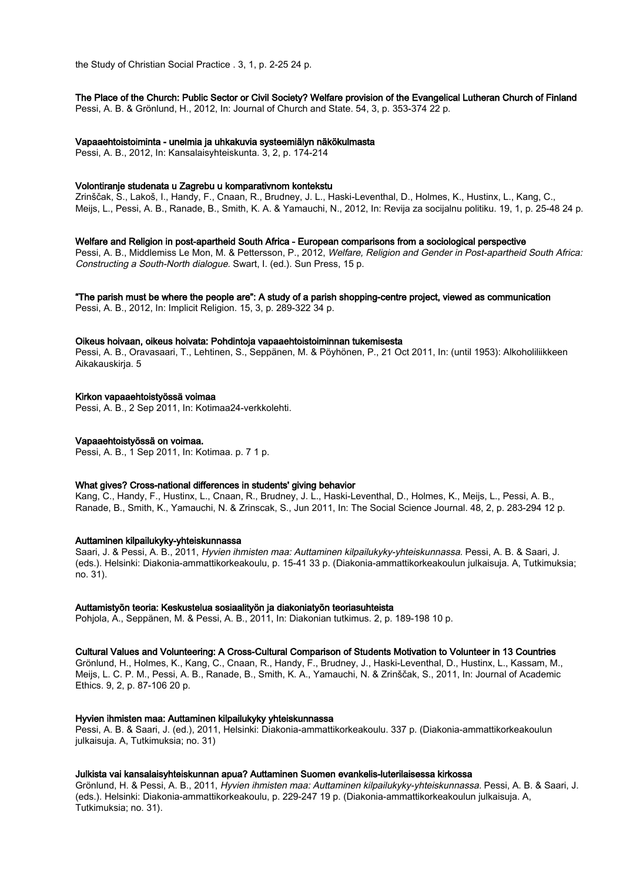the Study of Christian Social Practice . 3, 1, p. 2-25 24 p.

**The Place of the Church: Public Sector or Civil Society? Welfare provision of the Evangelical Lutheran Church of Finland**
Pessi, A. B. & Grönlund, H., 2012, In: Journal of Church and State. 54, 3, p. 353-374 22 p.

**Vapaaehtoistoiminta - unelmia ja uhkakuvia systeemiälyn näkökulmasta**
Pessi, A. B., 2012, In: Kansalaisyhteiskunta. 3, 2, p. 174-214

**Volontiranje studenata u Zagrebu u komparativnom kontekstu**
Zrinščak, S., Lakoš, I., Handy, F., Cnaan, R., Brudney, J. L., Haski-Leventhal, D., Holmes, K., Hustinx, L., Kang, C., Meijs, L., Pessi, A. B., Ranade, B., Smith, K. A. & Yamauchi, N., 2012, In: Revija za socijalnu politiku. 19, 1, p. 25-48 24 p.

**Welfare and Religion in post-apartheid South Africa - European comparisons from a sociological perspective**
Pessi, A. B., Middlemiss Le Mon, M. & Pettersson, P., 2012, *Welfare, Religion and Gender in Post-apartheid South Africa: Constructing a South-North dialogue.* Swart, I. (ed.). Sun Press, 15 p.

**"The parish must be where the people are": A study of a parish shopping-centre project, viewed as communication**
Pessi, A. B., 2012, In: Implicit Religion. 15, 3, p. 289-322 34 p.

**Oikeus hoivaan, oikeus hoivata: Pohdintoja vapaaehtoistoiminnan tukemisesta**
Pessi, A. B., Oravasaari, T., Lehtinen, S., Seppänen, M. & Pöyhönen, P., 21 Oct 2011, In: (until 1953): Alkoholiliikkeen Aikakauskirja. 5

**Kirkon vapaaehtoistyössä voimaa**
Pessi, A. B., 2 Sep 2011, In: Kotimaa24-verkkolehti.

**Vapaaehtoistyössä on voimaa.**
Pessi, A. B., 1 Sep 2011, In: Kotimaa. p. 7 1 p.

**What gives? Cross-national differences in students' giving behavior**
Kang, C., Handy, F., Hustinx, L., Cnaan, R., Brudney, J. L., Haski-Leventhal, D., Holmes, K., Meijs, L., Pessi, A. B., Ranade, B., Smith, K., Yamauchi, N. & Zrinscak, S., Jun 2011, In: The Social Science Journal. 48, 2, p. 283-294 12 p.

**Auttaminen kilpailukyky-yhteiskunnassa**
Saari, J. & Pessi, A. B., 2011, *Hyvien ihmisten maa: Auttaminen kilpailukyky-yhteiskunnassa.* Pessi, A. B. & Saari, J. (eds.). Helsinki: Diakonia-ammattikorkeakoulu, p. 15-41 33 p. (Diakonia-ammattikorkeakoulun julkaisuja. A, Tutkimuksia; no. 31).

**Auttamistyön teoria: Keskustelua sosiaalityön ja diakoniatyön teoriasuhteista**
Pohjola, A., Seppänen, M. & Pessi, A. B., 2011, In: Diakonian tutkimus. 2, p. 189-198 10 p.

**Cultural Values and Volunteering: A Cross-Cultural Comparison of Students Motivation to Volunteer in 13 Countries**
Grönlund, H., Holmes, K., Kang, C., Cnaan, R., Handy, F., Brudney, J., Haski-Leventhal, D., Hustinx, L., Kassam, M., Meijs, L. C. P. M., Pessi, A. B., Ranade, B., Smith, K. A., Yamauchi, N. & Zrinščak, S., 2011, In: Journal of Academic Ethics. 9, 2, p. 87-106 20 p.

**Hyvien ihmisten maa: Auttaminen kilpailukyky yhteiskunnassa**
Pessi, A. B. & Saari, J. (ed.), 2011, Helsinki: Diakonia-ammattikorkeakoulu. 337 p. (Diakonia-ammattikorkeakoulun julkaisuja. A, Tutkimuksia; no. 31)

**Julkista vai kansalaisyhteiskunnan apua? Auttaminen Suomen evankelis-luterilaisessa kirkossa**
Grönlund, H. & Pessi, A. B., 2011, *Hyvien ihmisten maa: Auttaminen kilpailukyky-yhteiskunnassa.* Pessi, A. B. & Saari, J. (eds.). Helsinki: Diakonia-ammattikorkeakoulu, p. 229-247 19 p. (Diakonia-ammattikorkeakoulun julkaisuja. A, Tutkimuksia; no. 31).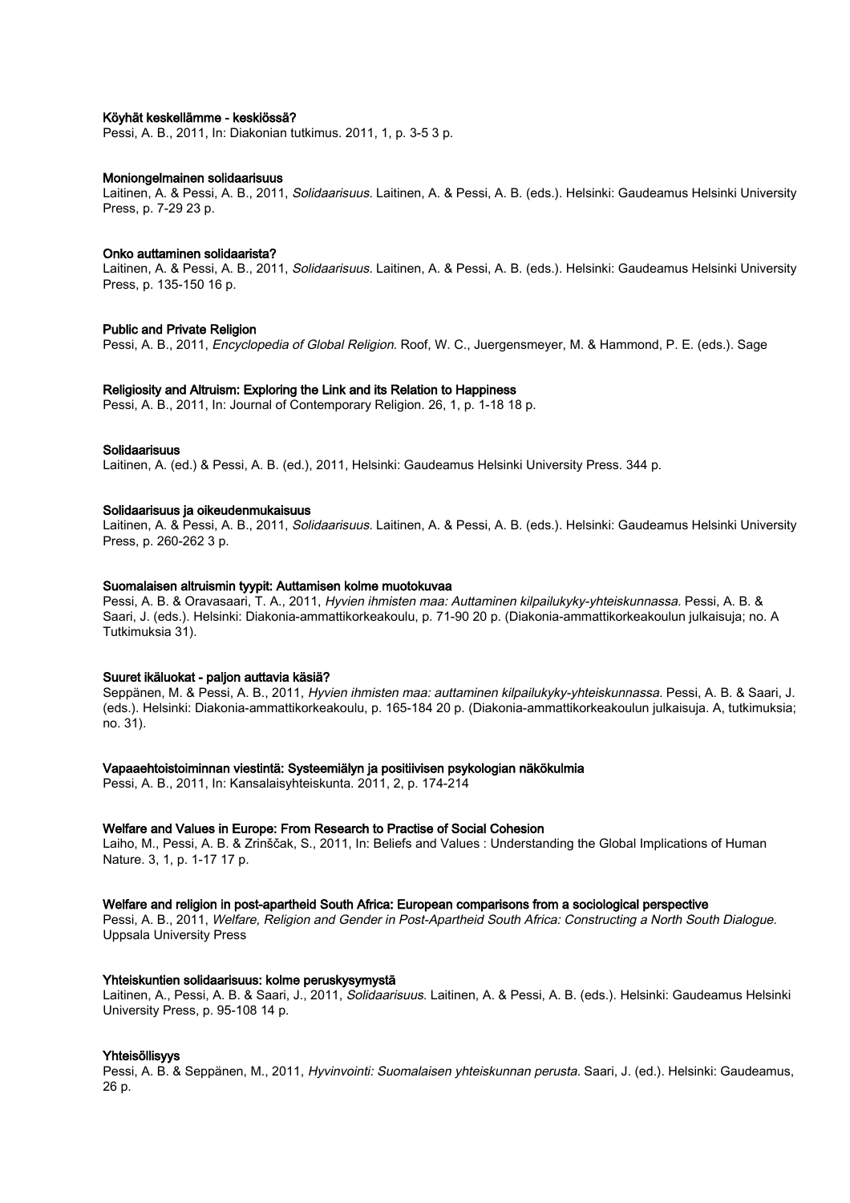**Köyhät keskellämme - keskiössä?**
Pessi, A. B., 2011, In: Diakonian tutkimus. 2011, 1, p. 3-5 3 p.

**Moniongelmainen solidaarisuus**
Laitinen, A. & Pessi, A. B., 2011, *Solidaarisuus.* Laitinen, A. & Pessi, A. B. (eds.). Helsinki: Gaudeamus Helsinki University Press, p. 7-29 23 p.

**Onko auttaminen solidaarista?**
Laitinen, A. & Pessi, A. B., 2011, *Solidaarisuus.* Laitinen, A. & Pessi, A. B. (eds.). Helsinki: Gaudeamus Helsinki University Press, p. 135-150 16 p.

**Public and Private Religion**
Pessi, A. B., 2011, *Encyclopedia of Global Religion.* Roof, W. C., Juergensmeyer, M. & Hammond, P. E. (eds.). Sage

**Religiosity and Altruism: Exploring the Link and its Relation to Happiness**
Pessi, A. B., 2011, In: Journal of Contemporary Religion. 26, 1, p. 1-18 18 p.

**Solidaarisuus**
Laitinen, A. (ed.) & Pessi, A. B. (ed.), 2011, Helsinki: Gaudeamus Helsinki University Press. 344 p.

**Solidaarisuus ja oikeudenmukaisuus**
Laitinen, A. & Pessi, A. B., 2011, *Solidaarisuus.* Laitinen, A. & Pessi, A. B. (eds.). Helsinki: Gaudeamus Helsinki University Press, p. 260-262 3 p.

**Suomalaisen altruismin tyypit: Auttamisen kolme muotokuvaa**
Pessi, A. B. & Oravasaari, T. A., 2011, *Hyvien ihmisten maa: Auttaminen kilpailukyky-yhteiskunnassa.* Pessi, A. B. & Saari, J. (eds.). Helsinki: Diakonia-ammattikorkeakoulu, p. 71-90 20 p. (Diakonia-ammattikorkeakoulun julkaisuja; no. A Tutkimuksia 31).

**Suuret ikäluokat - paljon auttavia käsiä?**
Seppänen, M. & Pessi, A. B., 2011, *Hyvien ihmisten maa: auttaminen kilpailukyky-yhteiskunnassa.* Pessi, A. B. & Saari, J. (eds.). Helsinki: Diakonia-ammattikorkeakoulu, p. 165-184 20 p. (Diakonia-ammattikorkeakoulun julkaisuja. A, tutkimuksia; no. 31).

**Vapaaehtoistoiminnan viestintä: Systeemiälyn ja positiivisen psykologian näkökulmia**
Pessi, A. B., 2011, In: Kansalaisyhteiskunta. 2011, 2, p. 174-214

**Welfare and Values in Europe: From Research to Practise of Social Cohesion**
Laiho, M., Pessi, A. B. & Zrinščak, S., 2011, In: Beliefs and Values : Understanding the Global Implications of Human Nature. 3, 1, p. 1-17 17 p.

**Welfare and religion in post-apartheid South Africa: European comparisons from a sociological perspective**
Pessi, A. B., 2011, *Welfare, Religion and Gender in Post-Apartheid South Africa: Constructing a North South Dialogue.* Uppsala University Press

**Yhteiskuntien solidaarisuus: kolme peruskysymystä**
Laitinen, A., Pessi, A. B. & Saari, J., 2011, *Solidaarisuus.* Laitinen, A. & Pessi, A. B. (eds.). Helsinki: Gaudeamus Helsinki University Press, p. 95-108 14 p.

**Yhteisöllisyys**
Pessi, A. B. & Seppänen, M., 2011, *Hyvinvointi: Suomalaisen yhteiskunnan perusta.* Saari, J. (ed.). Helsinki: Gaudeamus, 26 p.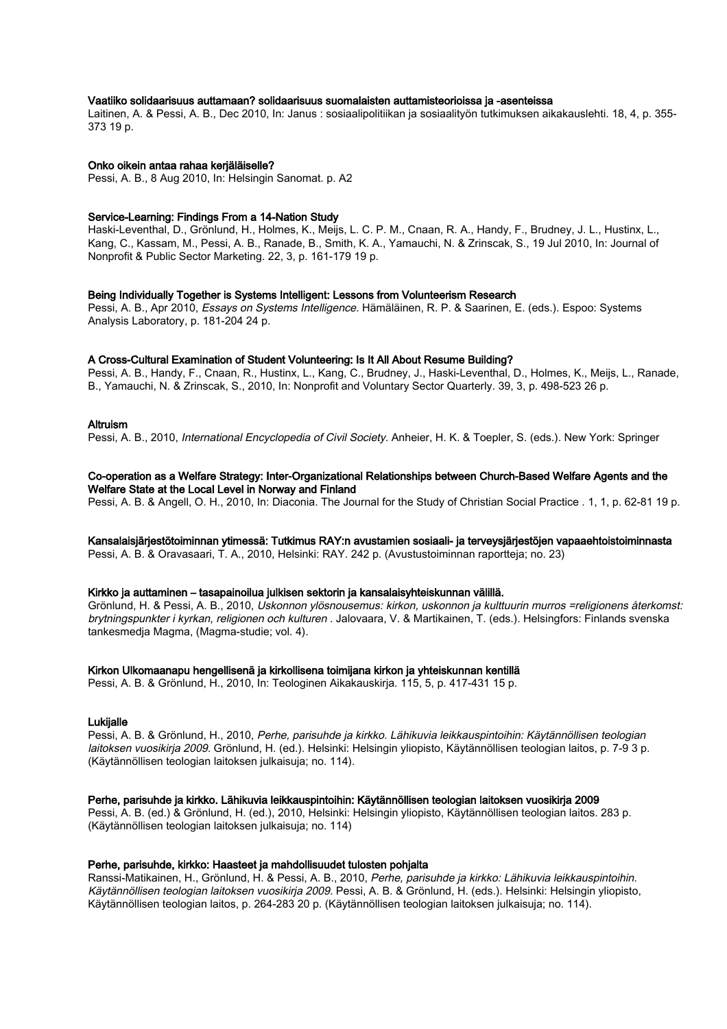**Vaatiiko solidaarisuus auttamaan? solidaarisuus suomalaisten auttamisteorioissa ja -asenteissa**
Laitinen, A. & Pessi, A. B., Dec 2010, In: Janus : sosiaalipolitiikan ja sosiaalityön tutkimuksen aikakauslehti. 18, 4, p. 355-373 19 p.

**Onko oikein antaa rahaa kerjäläiselle?**
Pessi, A. B., 8 Aug 2010, In: Helsingin Sanomat. p. A2

**Service-Learning: Findings From a 14-Nation Study**
Haski-Leventhal, D., Grönlund, H., Holmes, K., Meijs, L. C. P. M., Cnaan, R. A., Handy, F., Brudney, J. L., Hustinx, L., Kang, C., Kassam, M., Pessi, A. B., Ranade, B., Smith, K. A., Yamauchi, N. & Zrinscak, S., 19 Jul 2010, In: Journal of Nonprofit & Public Sector Marketing. 22, 3, p. 161-179 19 p.

**Being Individually Together is Systems Intelligent: Lessons from Volunteerism Research**
Pessi, A. B., Apr 2010, *Essays on Systems Intelligence.* Hämäläinen, R. P. & Saarinen, E. (eds.). Espoo: Systems Analysis Laboratory, p. 181-204 24 p.

**A Cross-Cultural Examination of Student Volunteering: Is It All About Resume Building?**
Pessi, A. B., Handy, F., Cnaan, R., Hustinx, L., Kang, C., Brudney, J., Haski-Leventhal, D., Holmes, K., Meijs, L., Ranade, B., Yamauchi, N. & Zrinscak, S., 2010, In: Nonprofit and Voluntary Sector Quarterly. 39, 3, p. 498-523 26 p.

**Altruism**
Pessi, A. B., 2010, *International Encyclopedia of Civil Society.* Anheier, H. K. & Toepler, S. (eds.). New York: Springer

**Co-operation as a Welfare Strategy: Inter-Organizational Relationships between Church-Based Welfare Agents and the Welfare State at the Local Level in Norway and Finland**
Pessi, A. B. & Angell, O. H., 2010, In: Diaconia. The Journal for the Study of Christian Social Practice . 1, 1, p. 62-81 19 p.

**Kansalaisjärjestötoiminnan ytimessä: Tutkimus RAY:n avustamien sosiaali- ja terveysjärjestöjen vapaaehtoistoiminnasta**
Pessi, A. B. & Oravasaari, T. A., 2010, Helsinki: RAY. 242 p. (Avustustoiminnan raportteja; no. 23)

**Kirkko ja auttaminen – tasapainoilua julkisen sektorin ja kansalaisyhteiskunnan välillä.**
Grönlund, H. & Pessi, A. B., 2010, *Uskonnon ylösnousemus: kirkon, uskonnon ja kulttuurin murros =religionens återkomst: brytningspunkter i kyrkan, religionen och kulturen* . Jalovaara, V. & Martikainen, T. (eds.). Helsingfors: Finlands svenska tankesmedja Magma, (Magma-studie; vol. 4).

**Kirkon Ulkomaanapu hengellisenä ja kirkollisena toimijana kirkon ja yhteiskunnan kentillä**
Pessi, A. B. & Grönlund, H., 2010, In: Teologinen Aikakauskirja. 115, 5, p. 417-431 15 p.

**Lukijalle**
Pessi, A. B. & Grönlund, H., 2010, *Perhe, parisuhde ja kirkko. Lähikuvia leikkauspintoihin: Käytännöllisen teologian laitoksen vuosikirja 2009.* Grönlund, H. (ed.). Helsinki: Helsingin yliopisto, Käytännöllisen teologian laitos, p. 7-9 3 p. (Käytännöllisen teologian laitoksen julkaisuja; no. 114).

**Perhe, parisuhde ja kirkko. Lähikuvia leikkauspintoihin: Käytännöllisen teologian laitoksen vuosikirja 2009**
Pessi, A. B. (ed.) & Grönlund, H. (ed.), 2010, Helsinki: Helsingin yliopisto, Käytännöllisen teologian laitos. 283 p. (Käytännöllisen teologian laitoksen julkaisuja; no. 114)

**Perhe, parisuhde, kirkko: Haasteet ja mahdollisuudet tulosten pohjalta**
Ranssi-Matikainen, H., Grönlund, H. & Pessi, A. B., 2010, *Perhe, parisuhde ja kirkko: Lähikuvia leikkauspintoihin. Käytännöllisen teologian laitoksen vuosikirja 2009.* Pessi, A. B. & Grönlund, H. (eds.). Helsinki: Helsingin yliopisto, Käytännöllisen teologian laitos, p. 264-283 20 p. (Käytännöllisen teologian laitoksen julkaisuja; no. 114).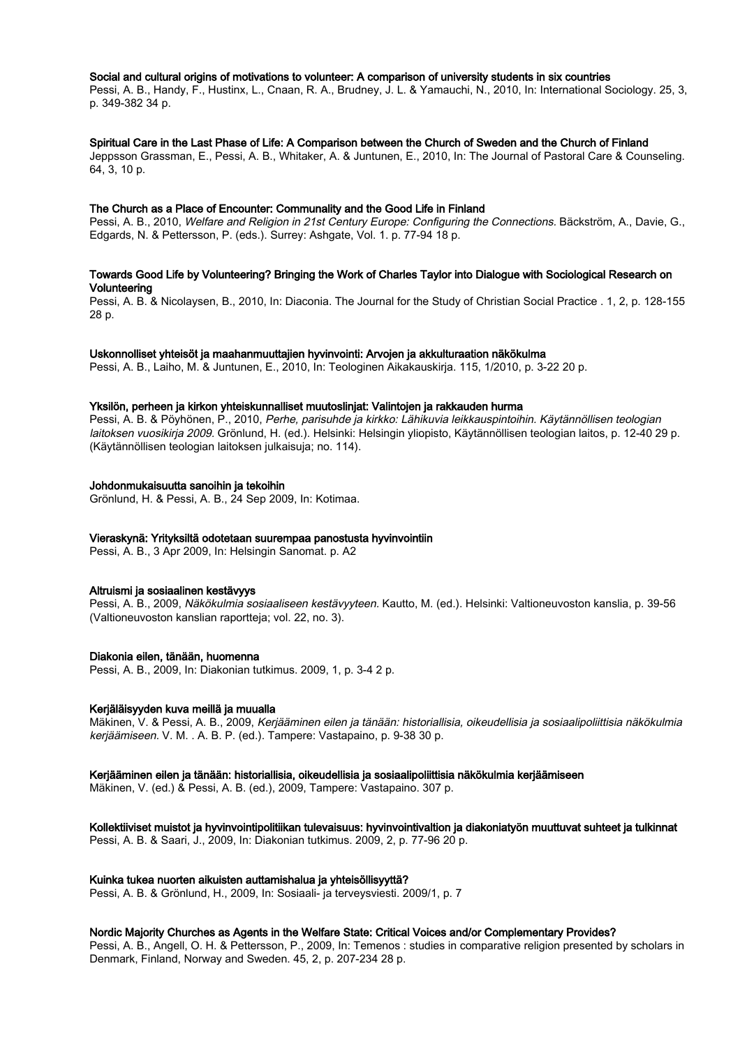**Social and cultural origins of motivations to volunteer: A comparison of university students in six countries**
Pessi, A. B., Handy, F., Hustinx, L., Cnaan, R. A., Brudney, J. L. & Yamauchi, N., 2010, In: International Sociology. 25, 3, p. 349-382 34 p.

**Spiritual Care in the Last Phase of Life: A Comparison between the Church of Sweden and the Church of Finland**
Jeppsson Grassman, E., Pessi, A. B., Whitaker, A. & Juntunen, E., 2010, In: The Journal of Pastoral Care & Counseling. 64, 3, 10 p.

**The Church as a Place of Encounter: Communality and the Good Life in Finland**
Pessi, A. B., 2010, *Welfare and Religion in 21st Century Europe: Configuring the Connections.* Bäckström, A., Davie, G., Edgards, N. & Pettersson, P. (eds.). Surrey: Ashgate, Vol. 1. p. 77-94 18 p.

**Towards Good Life by Volunteering? Bringing the Work of Charles Taylor into Dialogue with Sociological Research on Volunteering**
Pessi, A. B. & Nicolaysen, B., 2010, In: Diaconia. The Journal for the Study of Christian Social Practice . 1, 2, p. 128-155 28 p.

**Uskonnolliset yhteisöt ja maahanmuuttajien hyvinvointi: Arvojen ja akkulturaation näkökulma**
Pessi, A. B., Laiho, M. & Juntunen, E., 2010, In: Teologinen Aikakauskirja. 115, 1/2010, p. 3-22 20 p.

**Yksilön, perheen ja kirkon yhteiskunnalliset muutoslinjat: Valintojen ja rakkauden hurma**
Pessi, A. B. & Pöyhönen, P., 2010, *Perhe, parisuhde ja kirkko: Lähikuvia leikkauspintoihin. Käytännöllisen teologian laitoksen vuosikirja 2009.* Grönlund, H. (ed.). Helsinki: Helsingin yliopisto, Käytännöllisen teologian laitos, p. 12-40 29 p. (Käytännöllisen teologian laitoksen julkaisuja; no. 114).

**Johdonmukaisuutta sanoihin ja tekoihin**
Grönlund, H. & Pessi, A. B., 24 Sep 2009, In: Kotimaa.

**Vieraskynä: Yrityksiltä odotetaan suurempaa panostusta hyvinvointiin**
Pessi, A. B., 3 Apr 2009, In: Helsingin Sanomat. p. A2

**Altruismi ja sosiaalinen kestävyys**
Pessi, A. B., 2009, *Näkökulmia sosiaaliseen kestävyyteen.* Kautto, M. (ed.). Helsinki: Valtioneuvoston kanslia, p. 39-56 (Valtioneuvoston kanslian raportteja; vol. 22, no. 3).

**Diakonia eilen, tänään, huomenna**
Pessi, A. B., 2009, In: Diakonian tutkimus. 2009, 1, p. 3-4 2 p.

**Kerjäläisyyden kuva meillä ja muualla**
Mäkinen, V. & Pessi, A. B., 2009, *Kerjääminen eilen ja tänään: historiallisia, oikeudellisia ja sosiaalipoliittisia näkökulmia kerjäämiseen.* V. M. . A. B. P. (ed.). Tampere: Vastapaino, p. 9-38 30 p.

**Kerjääminen eilen ja tänään: historiallisia, oikeudellisia ja sosiaalipoliittisia näkökulmia kerjäämiseen**
Mäkinen, V. (ed.) & Pessi, A. B. (ed.), 2009, Tampere: Vastapaino. 307 p.

**Kollektiiviset muistot ja hyvinvointipolitiikan tulevaisuus: hyvinvointivaltion ja diakoniatyön muuttuvat suhteet ja tulkinnat**
Pessi, A. B. & Saari, J., 2009, In: Diakonian tutkimus. 2009, 2, p. 77-96 20 p.

**Kuinka tukea nuorten aikuisten auttamishalua ja yhteisöllisyyttä?**
Pessi, A. B. & Grönlund, H., 2009, In: Sosiaali- ja terveysviesti. 2009/1, p. 7

**Nordic Majority Churches as Agents in the Welfare State: Critical Voices and/or Complementary Provides?**
Pessi, A. B., Angell, O. H. & Pettersson, P., 2009, In: Temenos : studies in comparative religion presented by scholars in Denmark, Finland, Norway and Sweden. 45, 2, p. 207-234 28 p.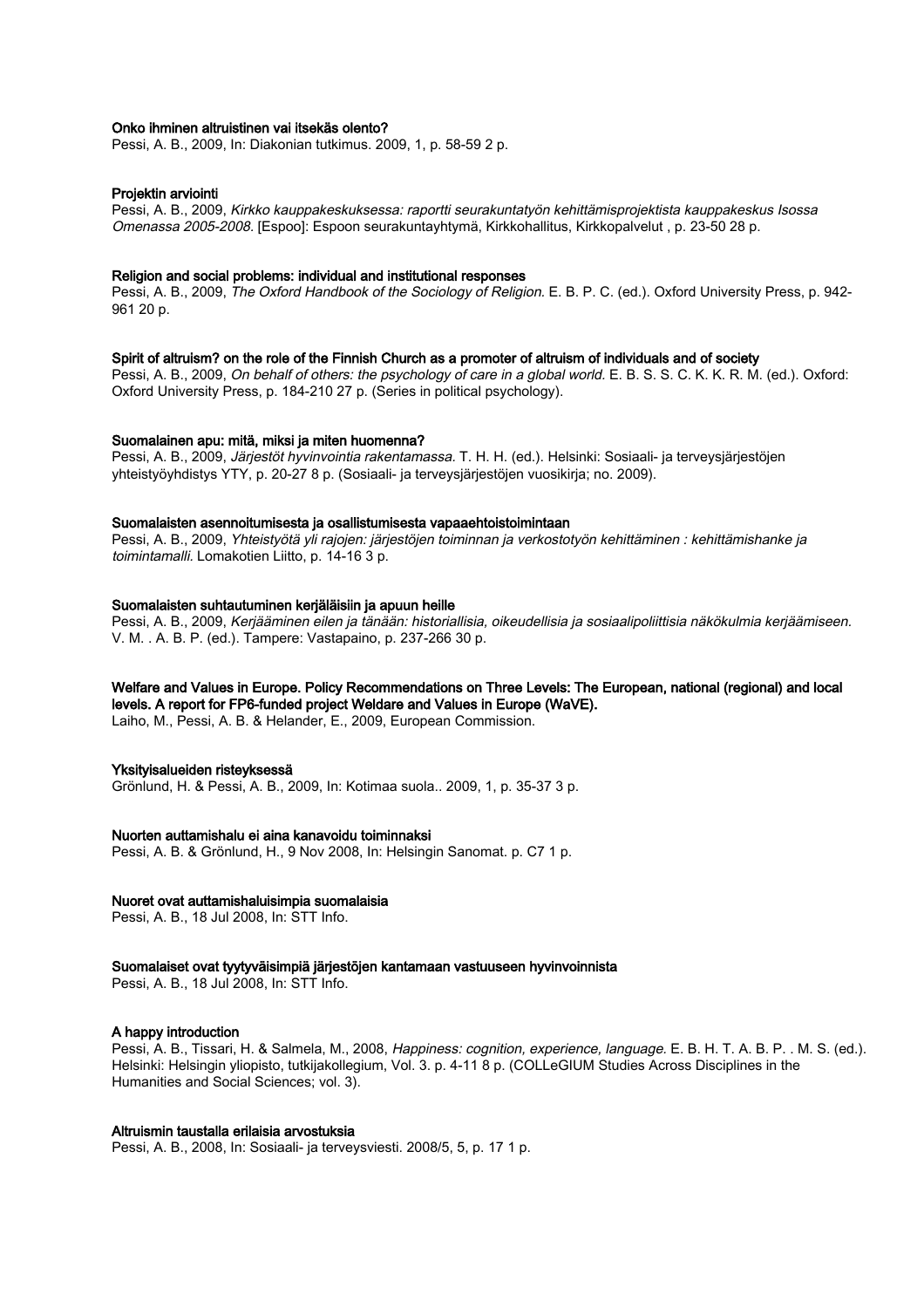**Onko ihminen altruistinen vai itsekäs olento?**
Pessi, A. B., 2009, In: Diakonian tutkimus. 2009, 1, p. 58-59 2 p.

**Projektin arviointi**
Pessi, A. B., 2009, *Kirkko kauppakeskuksessa: raportti seurakuntatyön kehittämisprojektista kauppakeskus Isossa Omenassa 2005-2008.* [Espoo]: Espoon seurakuntayhtymä, Kirkkohallitus, Kirkkopalvelut , p. 23-50 28 p.

**Religion and social problems: individual and institutional responses**
Pessi, A. B., 2009, *The Oxford Handbook of the Sociology of Religion.* E. B. P. C. (ed.). Oxford University Press, p. 942-961 20 p.

**Spirit of altruism? on the role of the Finnish Church as a promoter of altruism of individuals and of society**
Pessi, A. B., 2009, *On behalf of others: the psychology of care in a global world.* E. B. S. S. C. K. K. R. M. (ed.). Oxford: Oxford University Press, p. 184-210 27 p. (Series in political psychology).

**Suomalainen apu: mitä, miksi ja miten huomenna?**
Pessi, A. B., 2009, *Järjestöt hyvinvointia rakentamassa.* T. H. H. (ed.). Helsinki: Sosiaali- ja terveysjärjestöjen yhteistyöyhdistys YTY, p. 20-27 8 p. (Sosiaali- ja terveysjärjestöjen vuosikirja; no. 2009).

**Suomalaisten asennoitumisesta ja osallistumisesta vapaaehtoistoimintaan**
Pessi, A. B., 2009, *Yhteistyötä yli rajojen: järjestöjen toiminnan ja verkostotyön kehittäminen : kehittämishanke ja toimintamalli.* Lomakotien Liitto, p. 14-16 3 p.

**Suomalaisten suhtautuminen kerjäläisiin ja apuun heille**
Pessi, A. B., 2009, *Kerjääminen eilen ja tänään: historiallisia, oikeudellisia ja sosiaalipoliittisia näkökulmia kerjäämiseen.* V. M. . A. B. P. (ed.). Tampere: Vastapaino, p. 237-266 30 p.

**Welfare and Values in Europe. Policy Recommendations on Three Levels: The European, national (regional) and local levels. A report for FP6-funded project Weldare and Values in Europe (WaVE).**
Laiho, M., Pessi, A. B. & Helander, E., 2009, European Commission.

**Yksityisalueiden risteyksessä**
Grönlund, H. & Pessi, A. B., 2009, In: Kotimaa suola.. 2009, 1, p. 35-37 3 p.

**Nuorten auttamishalu ei aina kanavoidu toiminnaksi**
Pessi, A. B. & Grönlund, H., 9 Nov 2008, In: Helsingin Sanomat. p. C7 1 p.

**Nuoret ovat auttamishaluisimpia suomalaisia**
Pessi, A. B., 18 Jul 2008, In: STT Info.

**Suomalaiset ovat tyytyväisimpiä järjestöjen kantamaan vastuuseen hyvinvoinnista**
Pessi, A. B., 18 Jul 2008, In: STT Info.

**A happy introduction**
Pessi, A. B., Tissari, H. & Salmela, M., 2008, *Happiness: cognition, experience, language.* E. B. H. T. A. B. P. . M. S. (ed.). Helsinki: Helsingin yliopisto, tutkijakollegium, Vol. 3. p. 4-11 8 p. (COLLeGIUM Studies Across Disciplines in the Humanities and Social Sciences; vol. 3).

**Altruismin taustalla erilaisia arvostuksia**
Pessi, A. B., 2008, In: Sosiaali- ja terveysviesti. 2008/5, 5, p. 17 1 p.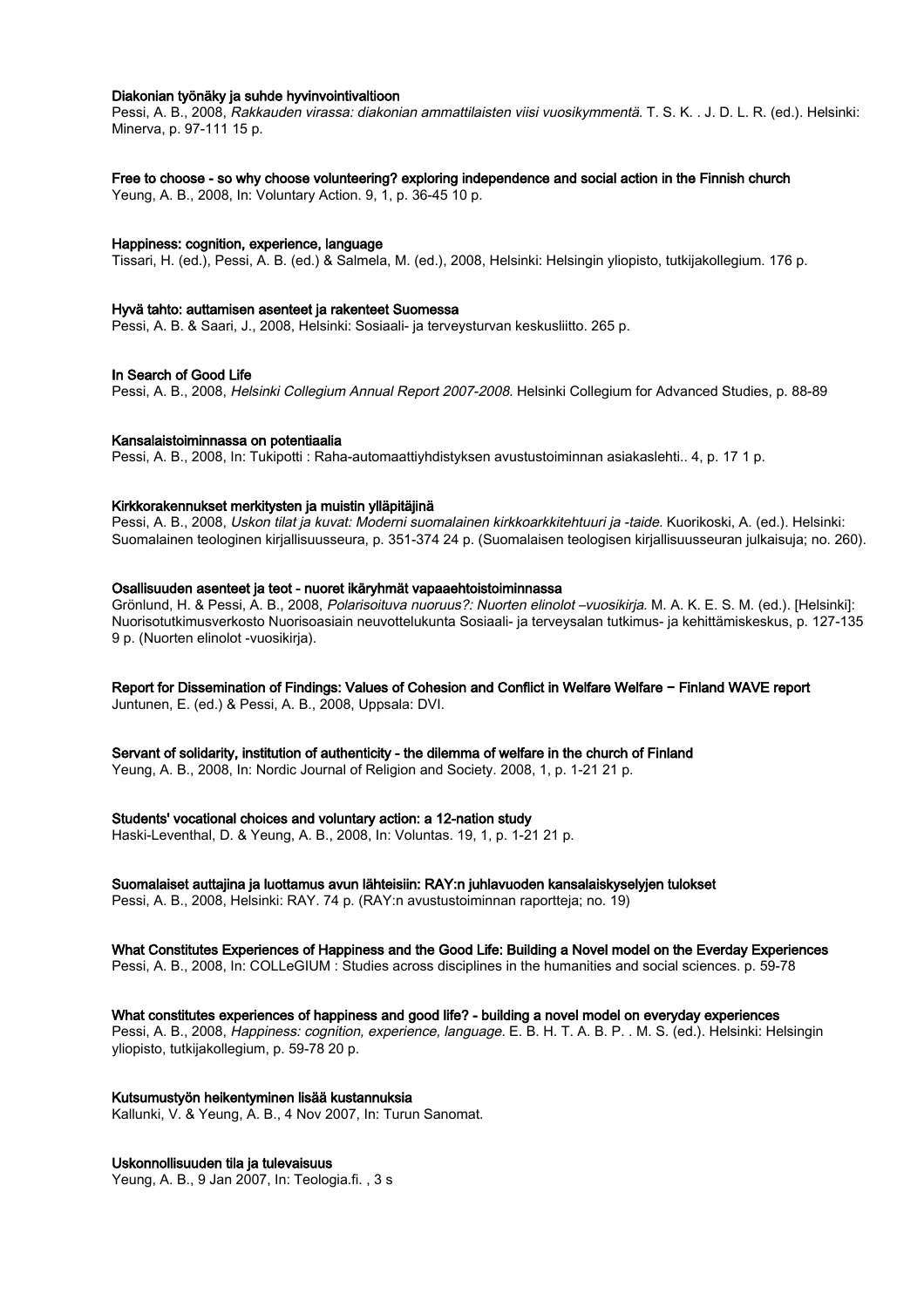**Diakonian työnäky ja suhde hyvinvointivaltioon**
Pessi, A. B., 2008, *Rakkauden virassa: diakonian ammattilaisten viisi vuosikymmentä.* T. S. K. . J. D. L. R. (ed.). Helsinki: Minerva, p. 97-111 15 p.

**Free to choose - so why choose volunteering? exploring independence and social action in the Finnish church**
Yeung, A. B., 2008, In: Voluntary Action. 9, 1, p. 36-45 10 p.

**Happiness: cognition, experience, language**
Tissari, H. (ed.), Pessi, A. B. (ed.) & Salmela, M. (ed.), 2008, Helsinki: Helsingin yliopisto, tutkijakollegium. 176 p.

**Hyvä tahto: auttamisen asenteet ja rakenteet Suomessa**
Pessi, A. B. & Saari, J., 2008, Helsinki: Sosiaali- ja terveysturvan keskusliitto. 265 p.

**In Search of Good Life**
Pessi, A. B., 2008, *Helsinki Collegium Annual Report 2007-2008.* Helsinki Collegium for Advanced Studies, p. 88-89

**Kansalaistoiminnassa on potentiaalia**
Pessi, A. B., 2008, In: Tukipotti : Raha-automaattiyhdistyksen avustustoiminnan asiakaslehti.. 4, p. 17 1 p.

**Kirkkorakennukset merkitysten ja muistin ylläpitäjinä**
Pessi, A. B., 2008, *Uskon tilat ja kuvat: Moderni suomalainen kirkkoarkkitehtuuri ja -taide.* Kuorikoski, A. (ed.). Helsinki: Suomalainen teologinen kirjallisuusseura, p. 351-374 24 p. (Suomalaisen teologisen kirjallisuusseuran julkaisuja; no. 260).

**Osallisuuden asenteet ja teot - nuoret ikäryhmät vapaaehtoistoiminnassa**
Grönlund, H. & Pessi, A. B., 2008, *Polarisoituva nuoruus?: Nuorten elinolot –vuosikirja.* M. A. K. E. S. M. (ed.). [Helsinki]: Nuorisotutkimusverkosto Nuorisoasiain neuvottelukunta Sosiaali- ja terveysalan tutkimus- ja kehittämiskeskus, p. 127-135 9 p. (Nuorten elinolot -vuosikirja).

**Report for Dissemination of Findings: Values of Cohesion and Conflict in Welfare Welfare − Finland WAVE report**
Juntunen, E. (ed.) & Pessi, A. B., 2008, Uppsala: DVI.

**Servant of solidarity, institution of authenticity - the dilemma of welfare in the church of Finland**
Yeung, A. B., 2008, In: Nordic Journal of Religion and Society. 2008, 1, p. 1-21 21 p.

**Students' vocational choices and voluntary action: a 12-nation study**
Haski-Leventhal, D. & Yeung, A. B., 2008, In: Voluntas. 19, 1, p. 1-21 21 p.

**Suomalaiset auttajina ja luottamus avun lähteisiin: RAY:n juhlavuoden kansalaiskyselyjen tulokset**
Pessi, A. B., 2008, Helsinki: RAY. 74 p. (RAY:n avustustoiminnan raportteja; no. 19)

**What Constitutes Experiences of Happiness and the Good Life: Building a Novel model on the Everday Experiences**
Pessi, A. B., 2008, In: COLLeGIUM : Studies across disciplines in the humanities and social sciences. p. 59-78

**What constitutes experiences of happiness and good life? - building a novel model on everyday experiences**
Pessi, A. B., 2008, *Happiness: cognition, experience, language.* E. B. H. T. A. B. P. . M. S. (ed.). Helsinki: Helsingin yliopisto, tutkijakollegium, p. 59-78 20 p.

**Kutsumustyön heikentyminen lisää kustannuksia**
Kallunki, V. & Yeung, A. B., 4 Nov 2007, In: Turun Sanomat.

**Uskonnollisuuden tila ja tulevaisuus**
Yeung, A. B., 9 Jan 2007, In: Teologia.fi. , 3 s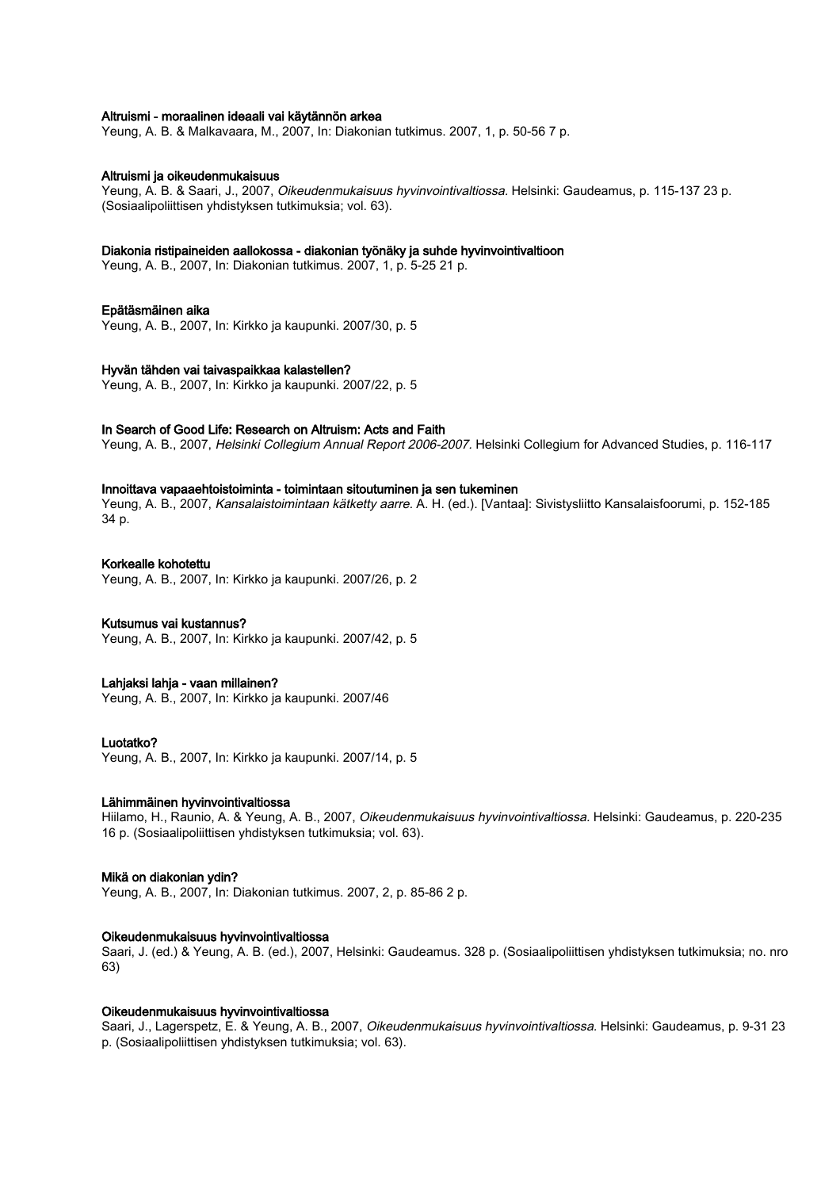**Altruismi - moraalinen ideaali vai käytännön arkea**
Yeung, A. B. & Malkavaara, M., 2007, In: Diakonian tutkimus. 2007, 1, p. 50-56 7 p.

**Altruismi ja oikeudenmukaisuus**
Yeung, A. B. & Saari, J., 2007, *Oikeudenmukaisuus hyvinvointivaltiossa.* Helsinki: Gaudeamus, p. 115-137 23 p. (Sosiaalipoliittisen yhdistyksen tutkimuksia; vol. 63).

**Diakonia ristipaineiden aallokossa - diakonian työnäky ja suhde hyvinvointivaltioon**
Yeung, A. B., 2007, In: Diakonian tutkimus. 2007, 1, p. 5-25 21 p.

**Epätäsmäinen aika**
Yeung, A. B., 2007, In: Kirkko ja kaupunki. 2007/30, p. 5

**Hyvän tähden vai taivaspaikkaa kalastellen?**
Yeung, A. B., 2007, In: Kirkko ja kaupunki. 2007/22, p. 5

**In Search of Good Life: Research on Altruism: Acts and Faith**
Yeung, A. B., 2007, *Helsinki Collegium Annual Report 2006-2007.* Helsinki Collegium for Advanced Studies, p. 116-117

**Innoittava vapaaehtoistoiminta - toimintaan sitoutuminen ja sen tukeminen**
Yeung, A. B., 2007, *Kansalaistoimintaan kätketty aarre.* A. H. (ed.). [Vantaa]: Sivistysliitto Kansalaisfoorumi, p. 152-185 34 p.

**Korkealle kohotettu**
Yeung, A. B., 2007, In: Kirkko ja kaupunki. 2007/26, p. 2

**Kutsumus vai kustannus?**
Yeung, A. B., 2007, In: Kirkko ja kaupunki. 2007/42, p. 5

**Lahjaksi lahja - vaan millainen?**
Yeung, A. B., 2007, In: Kirkko ja kaupunki. 2007/46

**Luotatko?**
Yeung, A. B., 2007, In: Kirkko ja kaupunki. 2007/14, p. 5

**Lähimmäinen hyvinvointivaltiossa**
Hiilamo, H., Raunio, A. & Yeung, A. B., 2007, *Oikeudenmukaisuus hyvinvointivaltiossa.* Helsinki: Gaudeamus, p. 220-235 16 p. (Sosiaalipoliittisen yhdistyksen tutkimuksia; vol. 63).

**Mikä on diakonian ydin?**
Yeung, A. B., 2007, In: Diakonian tutkimus. 2007, 2, p. 85-86 2 p.

**Oikeudenmukaisuus hyvinvointivaltiossa**
Saari, J. (ed.) & Yeung, A. B. (ed.), 2007, Helsinki: Gaudeamus. 328 p. (Sosiaalipoliittisen yhdistyksen tutkimuksia; no. nro 63)

**Oikeudenmukaisuus hyvinvointivaltiossa**
Saari, J., Lagerspetz, E. & Yeung, A. B., 2007, *Oikeudenmukaisuus hyvinvointivaltiossa.* Helsinki: Gaudeamus, p. 9-31 23 p. (Sosiaalipoliittisen yhdistyksen tutkimuksia; vol. 63).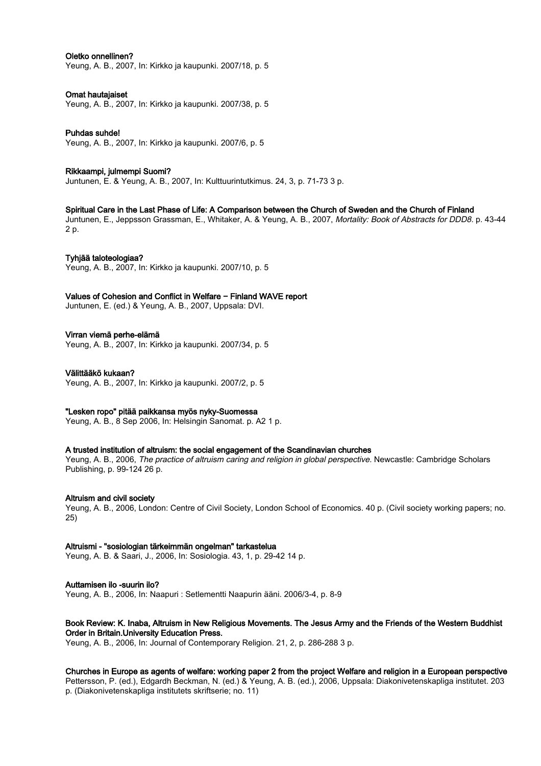**Oletko onnellinen?**
Yeung, A. B., 2007, In: Kirkko ja kaupunki. 2007/18, p. 5

**Omat hautajaiset**
Yeung, A. B., 2007, In: Kirkko ja kaupunki. 2007/38, p. 5

**Puhdas suhde!**
Yeung, A. B., 2007, In: Kirkko ja kaupunki. 2007/6, p. 5

**Rikkaampi, julmempi Suomi?**
Juntunen, E. & Yeung, A. B., 2007, In: Kulttuurintutkimus. 24, 3, p. 71-73 3 p.

**Spiritual Care in the Last Phase of Life: A Comparison between the Church of Sweden and the Church of Finland**
Juntunen, E., Jeppsson Grassman, E., Whitaker, A. & Yeung, A. B., 2007, *Mortality: Book of Abstracts for DDD8.* p. 43-44 2 p.

**Tyhjää taloteologiaa?**
Yeung, A. B., 2007, In: Kirkko ja kaupunki. 2007/10, p. 5

**Values of Cohesion and Conflict in Welfare − Finland WAVE report**
Juntunen, E. (ed.) & Yeung, A. B., 2007, Uppsala: DVI.

**Virran viemä perhe-elämä**
Yeung, A. B., 2007, In: Kirkko ja kaupunki. 2007/34, p. 5

**Välittääkö kukaan?**
Yeung, A. B., 2007, In: Kirkko ja kaupunki. 2007/2, p. 5

**"Lesken ropo" pitää paikkansa myös nyky-Suomessa**
Yeung, A. B., 8 Sep 2006, In: Helsingin Sanomat. p. A2 1 p.

**A trusted institution of altruism: the social engagement of the Scandinavian churches**
Yeung, A. B., 2006, *The practice of altruism caring and religion in global perspective.* Newcastle: Cambridge Scholars Publishing, p. 99-124 26 p.

**Altruism and civil society**
Yeung, A. B., 2006, London: Centre of Civil Society, London School of Economics. 40 p. (Civil society working papers; no. 25)

**Altruismi - "sosiologian tärkeimmän ongelman" tarkastelua**
Yeung, A. B. & Saari, J., 2006, In: Sosiologia. 43, 1, p. 29-42 14 p.

**Auttamisen ilo -suurin ilo?**
Yeung, A. B., 2006, In: Naapuri : Setlementti Naapurin ääni. 2006/3-4, p. 8-9

**Book Review: K. Inaba, Altruism in New Religious Movements. The Jesus Army and the Friends of the Western Buddhist Order in Britain.University Education Press.**
Yeung, A. B., 2006, In: Journal of Contemporary Religion. 21, 2, p. 286-288 3 p.

**Churches in Europe as agents of welfare: working paper 2 from the project Welfare and religion in a European perspective**
Pettersson, P. (ed.), Edgardh Beckman, N. (ed.) & Yeung, A. B. (ed.), 2006, Uppsala: Diakonivetenskapliga institutet. 203 p. (Diakonivetenskapliga institutets skriftserie; no. 11)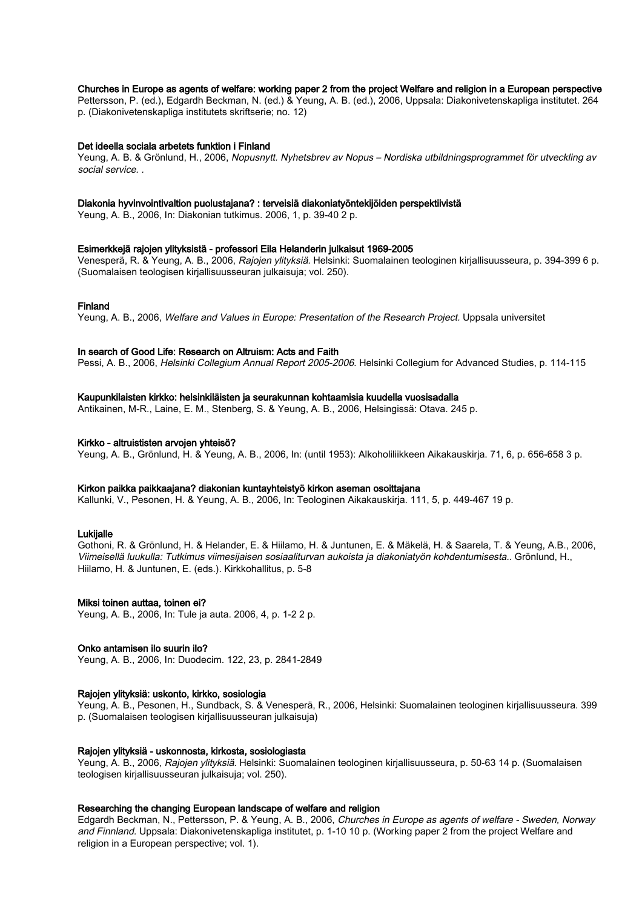**Churches in Europe as agents of welfare: working paper 2 from the project Welfare and religion in a European perspective**
Pettersson, P. (ed.), Edgardh Beckman, N. (ed.) & Yeung, A. B. (ed.), 2006, Uppsala: Diakonivetenskapliga institutet. 264 p. (Diakonivetenskapliga institutets skriftserie; no. 12)

**Det ideella sociala arbetets funktion i Finland**
Yeung, A. B. & Grönlund, H., 2006, *Nopusnytt. Nyhetsbrev av Nopus – Nordiska utbildningsprogrammet för utveckling av social service.* .

**Diakonia hyvinvointivaltion puolustajana? : terveisiä diakoniatyöntekijöiden perspektiivistä**
Yeung, A. B., 2006, In: Diakonian tutkimus. 2006, 1, p. 39-40 2 p.

**Esimerkkejä rajojen ylityksistä - professori Eila Helanderin julkaisut 1969-2005**
Venesperä, R. & Yeung, A. B., 2006, *Rajojen ylityksiä.* Helsinki: Suomalainen teologinen kirjallisuusseura, p. 394-399 6 p. (Suomalaisen teologisen kirjallisuusseuran julkaisuja; vol. 250).

**Finland**
Yeung, A. B., 2006, *Welfare and Values in Europe: Presentation of the Research Project.* Uppsala universitet

**In search of Good Life: Research on Altruism: Acts and Faith**
Pessi, A. B., 2006, *Helsinki Collegium Annual Report 2005-2006.* Helsinki Collegium for Advanced Studies, p. 114-115

**Kaupunkilaisten kirkko: helsinkiläisten ja seurakunnan kohtaamisia kuudella vuosisadalla**
Antikainen, M-R., Laine, E. M., Stenberg, S. & Yeung, A. B., 2006, Helsingissä: Otava. 245 p.

**Kirkko - altruististen arvojen yhteisö?**
Yeung, A. B., Grönlund, H. & Yeung, A. B., 2006, In: (until 1953): Alkoholiliikkeen Aikakauskirja. 71, 6, p. 656-658 3 p.

**Kirkon paikka paikkaajana? diakonian kuntayhteistyö kirkon aseman osoittajana**
Kallunki, V., Pesonen, H. & Yeung, A. B., 2006, In: Teologinen Aikakauskirja. 111, 5, p. 449-467 19 p.

**Lukijalle**
Gothoni, R. & Grönlund, H. & Helander, E. & Hiilamo, H. & Juntunen, E. & Mäkelä, H. & Saarela, T. & Yeung, A.B., 2006, *Viimeisellä luukulla: Tutkimus viimesijaisen sosiaaliturvan aukoista ja diakoniatyön kohdentumisesta.*. Grönlund, H., Hiilamo, H. & Juntunen, E. (eds.). Kirkkohallitus, p. 5-8

**Miksi toinen auttaa, toinen ei?**
Yeung, A. B., 2006, In: Tule ja auta. 2006, 4, p. 1-2 2 p.

**Onko antamisen ilo suurin ilo?**
Yeung, A. B., 2006, In: Duodecim. 122, 23, p. 2841-2849

**Rajojen ylityksiä: uskonto, kirkko, sosiologia**
Yeung, A. B., Pesonen, H., Sundback, S. & Venesperä, R., 2006, Helsinki: Suomalainen teologinen kirjallisuusseura. 399 p. (Suomalaisen teologisen kirjallisuusseuran julkaisuja)

**Rajojen ylityksiä - uskonnosta, kirkosta, sosiologiasta**
Yeung, A. B., 2006, *Rajojen ylityksiä.* Helsinki: Suomalainen teologinen kirjallisuusseura, p. 50-63 14 p. (Suomalaisen teologisen kirjallisuusseuran julkaisuja; vol. 250).

**Researching the changing European landscape of welfare and religion**
Edgardh Beckman, N., Pettersson, P. & Yeung, A. B., 2006, *Churches in Europe as agents of welfare - Sweden, Norway and Finnland.* Uppsala: Diakonivetenskapliga institutet, p. 1-10 10 p. (Working paper 2 from the project Welfare and religion in a European perspective; vol. 1).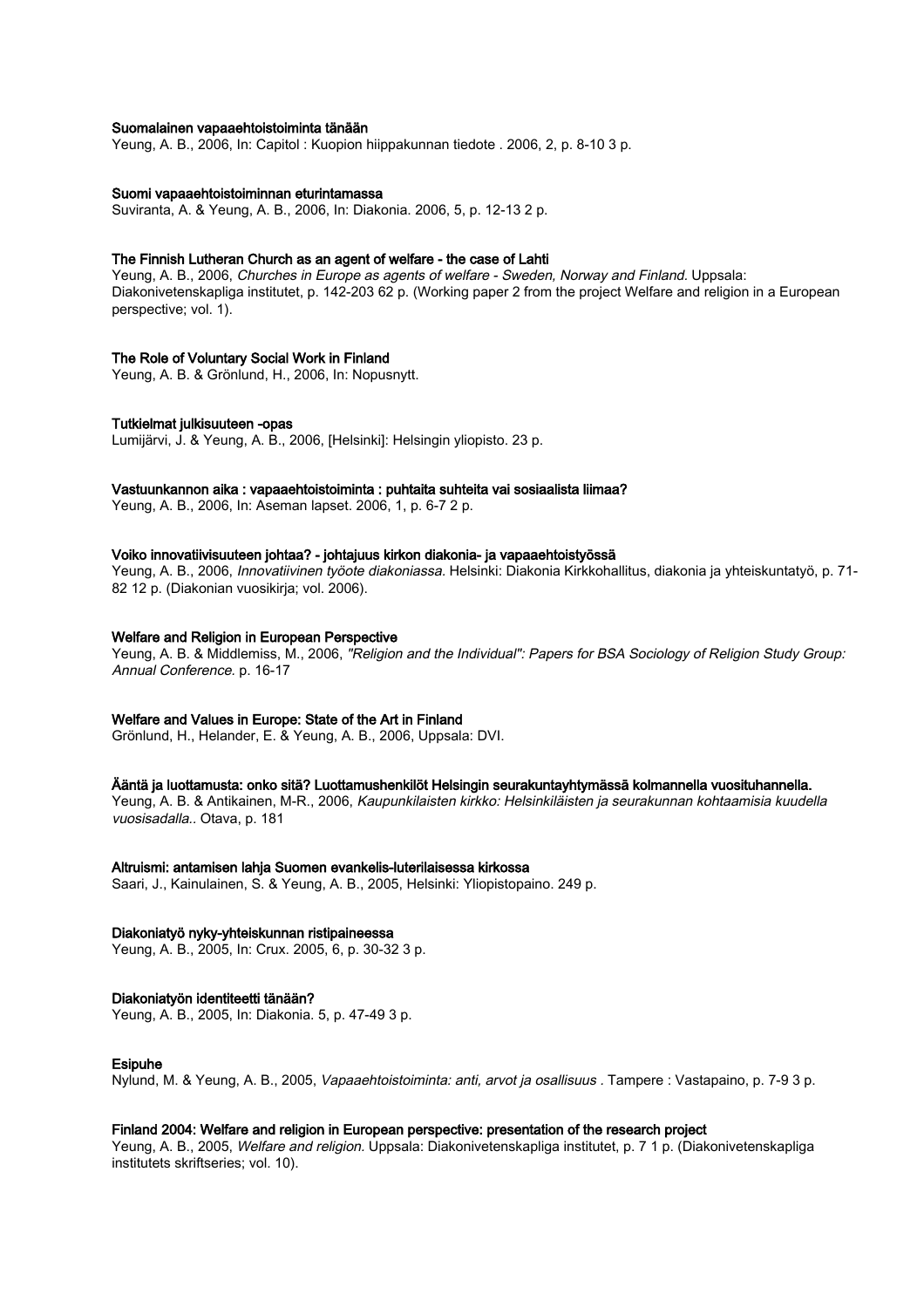**Suomalainen vapaaehtoistoiminta tänään**
Yeung, A. B., 2006, In: Capitol : Kuopion hiippakunnan tiedote . 2006, 2, p. 8-10 3 p.

**Suomi vapaaehtoistoiminnan eturintamassa**
Suviranta, A. & Yeung, A. B., 2006, In: Diakonia. 2006, 5, p. 12-13 2 p.

**The Finnish Lutheran Church as an agent of welfare - the case of Lahti**
Yeung, A. B., 2006, *Churches in Europe as agents of welfare - Sweden, Norway and Finland.* Uppsala: Diakonivetenskapliga institutet, p. 142-203 62 p. (Working paper 2 from the project Welfare and religion in a European perspective; vol. 1).

**The Role of Voluntary Social Work in Finland**
Yeung, A. B. & Grönlund, H., 2006, In: Nopusnytt.

**Tutkielmat julkisuuteen -opas**
Lumijärvi, J. & Yeung, A. B., 2006, [Helsinki]: Helsingin yliopisto. 23 p.

**Vastuunkannon aika : vapaaehtoistoiminta : puhtaita suhteita vai sosiaalista liimaa?**
Yeung, A. B., 2006, In: Aseman lapset. 2006, 1, p. 6-7 2 p.

**Voiko innovatiivisuuteen johtaa? - johtajuus kirkon diakonia- ja vapaaehtoistyössä**
Yeung, A. B., 2006, *Innovatiivinen työote diakoniassa.* Helsinki: Diakonia Kirkkohallitus, diakonia ja yhteiskuntatyö, p. 71-82 12 p. (Diakonian vuosikirja; vol. 2006).

**Welfare and Religion in European Perspective**
Yeung, A. B. & Middlemiss, M., 2006, *"Religion and the Individual": Papers for BSA Sociology of Religion Study Group: Annual Conference.* p. 16-17

**Welfare and Values in Europe: State of the Art in Finland**
Grönlund, H., Helander, E. & Yeung, A. B., 2006, Uppsala: DVI.

**Ääntä ja luottamusta: onko sitä? Luottamushenkilöt Helsingin seurakuntayhtymässä kolmannella vuosituhannella.**
Yeung, A. B. & Antikainen, M-R., 2006, *Kaupunkilaisten kirkko: Helsinkiläisten ja seurakunnan kohtaamisia kuudella vuosisadalla..* Otava, p. 181

**Altruismi: antamisen lahja Suomen evankelis-luterilaisessa kirkossa**
Saari, J., Kainulainen, S. & Yeung, A. B., 2005, Helsinki: Yliopistopaino. 249 p.

**Diakoniatyö nyky-yhteiskunnan ristipaineessa**
Yeung, A. B., 2005, In: Crux. 2005, 6, p. 30-32 3 p.

**Diakoniatyön identiteetti tänään?**
Yeung, A. B., 2005, In: Diakonia. 5, p. 47-49 3 p.

**Esipuhe**
Nylund, M. & Yeung, A. B., 2005, *Vapaaehtoistoiminta: anti, arvot ja osallisuus .* Tampere : Vastapaino, p. 7-9 3 p.

**Finland 2004: Welfare and religion in European perspective: presentation of the research project**
Yeung, A. B., 2005, *Welfare and religion.* Uppsala: Diakonivetenskapliga institutet, p. 7 1 p. (Diakonivetenskapliga institutets skriftseries; vol. 10).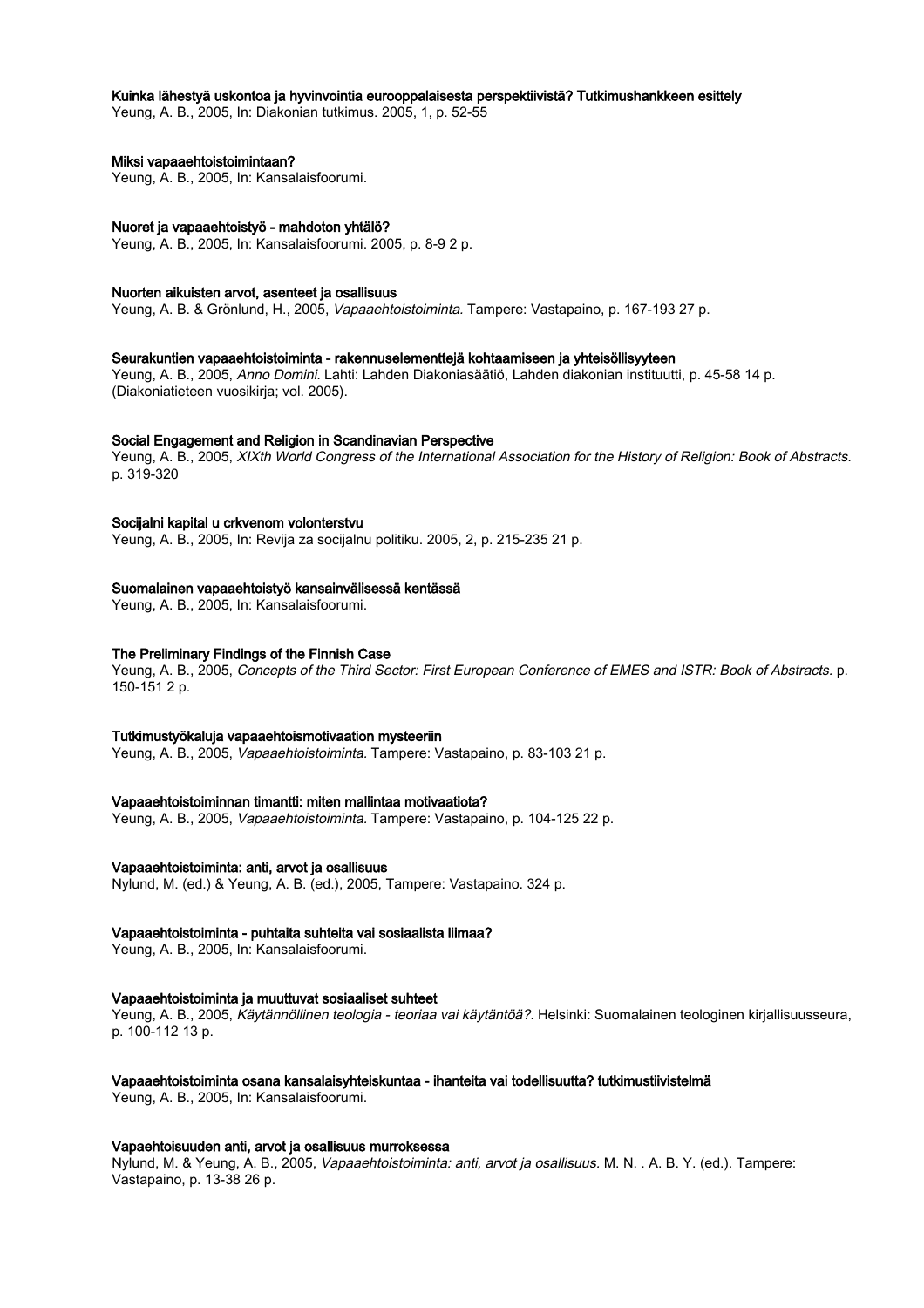**Kuinka lähestyä uskontoa ja hyvinvointia eurooppalaisesta perspektiivistä? Tutkimushankkeen esittely**
Yeung, A. B., 2005, In: Diakonian tutkimus. 2005, 1, p. 52-55

**Miksi vapaaehtoistoimintaan?**
Yeung, A. B., 2005, In: Kansalaisfoorumi.

**Nuoret ja vapaaehtoistyö - mahdoton yhtälö?**
Yeung, A. B., 2005, In: Kansalaisfoorumi. 2005, p. 8-9 2 p.

**Nuorten aikuisten arvot, asenteet ja osallisuus**
Yeung, A. B. & Grönlund, H., 2005, *Vapaaehtoistoiminta.* Tampere: Vastapaino, p. 167-193 27 p.

**Seurakuntien vapaaehtoistoiminta - rakennuselementtejä kohtaamiseen ja yhteisöllisyyteen**
Yeung, A. B., 2005, *Anno Domini.* Lahti: Lahden Diakoniasäätiö, Lahden diakonian instituutti, p. 45-58 14 p. (Diakoniatieteen vuosikirja; vol. 2005).

**Social Engagement and Religion in Scandinavian Perspective**
Yeung, A. B., 2005, *XIXth World Congress of the International Association for the History of Religion: Book of Abstracts.* p. 319-320

**Socijalni kapital u crkvenom volonterstvu**
Yeung, A. B., 2005, In: Revija za socijalnu politiku. 2005, 2, p. 215-235 21 p.

**Suomalainen vapaaehtoistyö kansainvälisessä kentässä**
Yeung, A. B., 2005, In: Kansalaisfoorumi.

**The Preliminary Findings of the Finnish Case**
Yeung, A. B., 2005, *Concepts of the Third Sector: First European Conference of EMES and ISTR: Book of Abstracts.* p. 150-151 2 p.

**Tutkimustyökaluja vapaaehtoismotivaation mysteeriin**
Yeung, A. B., 2005, *Vapaaehtoistoiminta.* Tampere: Vastapaino, p. 83-103 21 p.

**Vapaaehtoistoiminnan timantti: miten mallintaa motivaatiota?**
Yeung, A. B., 2005, *Vapaaehtoistoiminta.* Tampere: Vastapaino, p. 104-125 22 p.

**Vapaaehtoistoiminta: anti, arvot ja osallisuus**
Nylund, M. (ed.) & Yeung, A. B. (ed.), 2005, Tampere: Vastapaino. 324 p.

**Vapaaehtoistoiminta - puhtaita suhteita vai sosiaalista liimaa?**
Yeung, A. B., 2005, In: Kansalaisfoorumi.

**Vapaaehtoistoiminta ja muuttuvat sosiaaliset suhteet**
Yeung, A. B., 2005, *Käytännöllinen teologia - teoriaa vai käytäntöä?.* Helsinki: Suomalainen teologinen kirjallisuusseura, p. 100-112 13 p.

**Vapaaehtoistoiminta osana kansalaisyhteiskuntaa - ihanteita vai todellisuutta? tutkimustiivistelmä**
Yeung, A. B., 2005, In: Kansalaisfoorumi.

**Vapaehtoisuuden anti, arvot ja osallisuus murroksessa**
Nylund, M. & Yeung, A. B., 2005, *Vapaaehtoistoiminta: anti, arvot ja osallisuus.* M. N. . A. B. Y. (ed.). Tampere: Vastapaino, p. 13-38 26 p.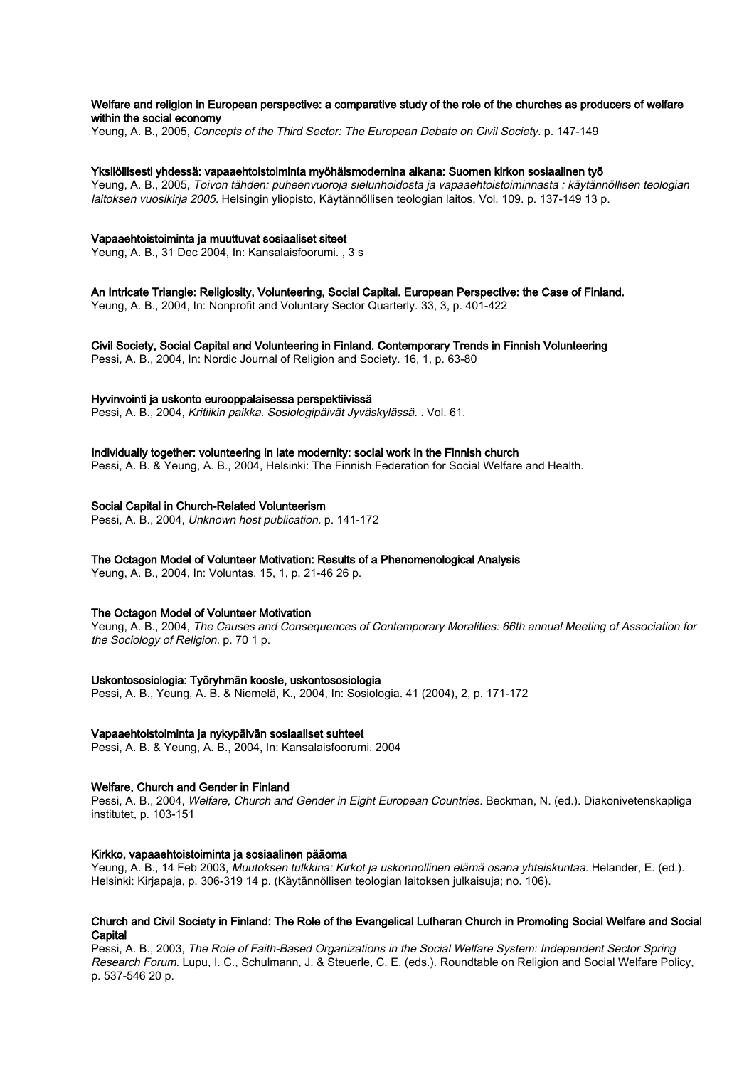**Welfare and religion in European perspective: a comparative study of the role of the churches as producers of welfare within the social economy**

Yeung, A. B., 2005, *Concepts of the Third Sector: The European Debate on Civil Society.* p. 147-149

**Yksilöllisesti yhdessä: vapaaehtoistoiminta myöhäismodernina aikana: Suomen kirkon sosiaalinen työ**

Yeung, A. B., 2005, *Toivon tähden: puheenvuoroja sielunhoidosta ja vapaaehtoistoiminnasta : käytännöllisen teologian laitoksen vuosikirja 2005.* Helsingin yliopisto, Käytännöllisen teologian laitos, Vol. 109. p. 137-149 13 p.

**Vapaaehtoistoiminta ja muuttuvat sosiaaliset siteet**

Yeung, A. B., 31 Dec 2004, In: Kansalaisfoorumi. , 3 s

**An Intricate Triangle: Religiosity, Volunteering, Social Capital. European Perspective: the Case of Finland.**

Yeung, A. B., 2004, In: Nonprofit and Voluntary Sector Quarterly. 33, 3, p. 401-422

**Civil Society, Social Capital and Volunteering in Finland. Contemporary Trends in Finnish Volunteering**

Pessi, A. B., 2004, In: Nordic Journal of Religion and Society. 16, 1, p. 63-80

**Hyvinvointi ja uskonto eurooppalaisessa perspektiivissä**

Pessi, A. B., 2004, *Kritiikin paikka. Sosiologipäivät Jyväskylässä. .* Vol. 61.

**Individually together: volunteering in late modernity: social work in the Finnish church**

Pessi, A. B. & Yeung, A. B., 2004, Helsinki: The Finnish Federation for Social Welfare and Health.

**Social Capital in Church-Related Volunteerism**

Pessi, A. B., 2004, *Unknown host publication.* p. 141-172

**The Octagon Model of Volunteer Motivation: Results of a Phenomenological Analysis**

Yeung, A. B., 2004, In: Voluntas. 15, 1, p. 21-46 26 p.

**The Octagon Model of Volunteer Motivation**

Yeung, A. B., 2004, *The Causes and Consequences of Contemporary Moralities: 66th annual Meeting of Association for the Sociology of Religion.* p. 70 1 p.

**Uskontososiologia: Työryhmän kooste, uskontososiologia**

Pessi, A. B., Yeung, A. B. & Niemelä, K., 2004, In: Sosiologia. 41 (2004), 2, p. 171-172

**Vapaaehtoistoiminta ja nykypäivän sosiaaliset suhteet**

Pessi, A. B. & Yeung, A. B., 2004, In: Kansalaisfoorumi. 2004

**Welfare, Church and Gender in Finland**

Pessi, A. B., 2004, *Welfare, Church and Gender in Eight European Countries.* Beckman, N. (ed.). Diakonivetenskapliga institutet, p. 103-151

**Kirkko, vapaaehtoistoiminta ja sosiaalinen pääoma**

Yeung, A. B., 14 Feb 2003, *Muutoksen tulkkina: Kirkot ja uskonnollinen elämä osana yhteiskuntaa.* Helander, E. (ed.). Helsinki: Kirjapaja, p. 306-319 14 p. (Käytännöllisen teologian laitoksen julkaisuja; no. 106).

**Church and Civil Society in Finland: The Role of the Evangelical Lutheran Church in Promoting Social Welfare and Social Capital**

Pessi, A. B., 2003, *The Role of Faith-Based Organizations in the Social Welfare System: Independent Sector Spring Research Forum.* Lupu, I. C., Schulmann, J. & Steuerle, C. E. (eds.). Roundtable on Religion and Social Welfare Policy, p. 537-546 20 p.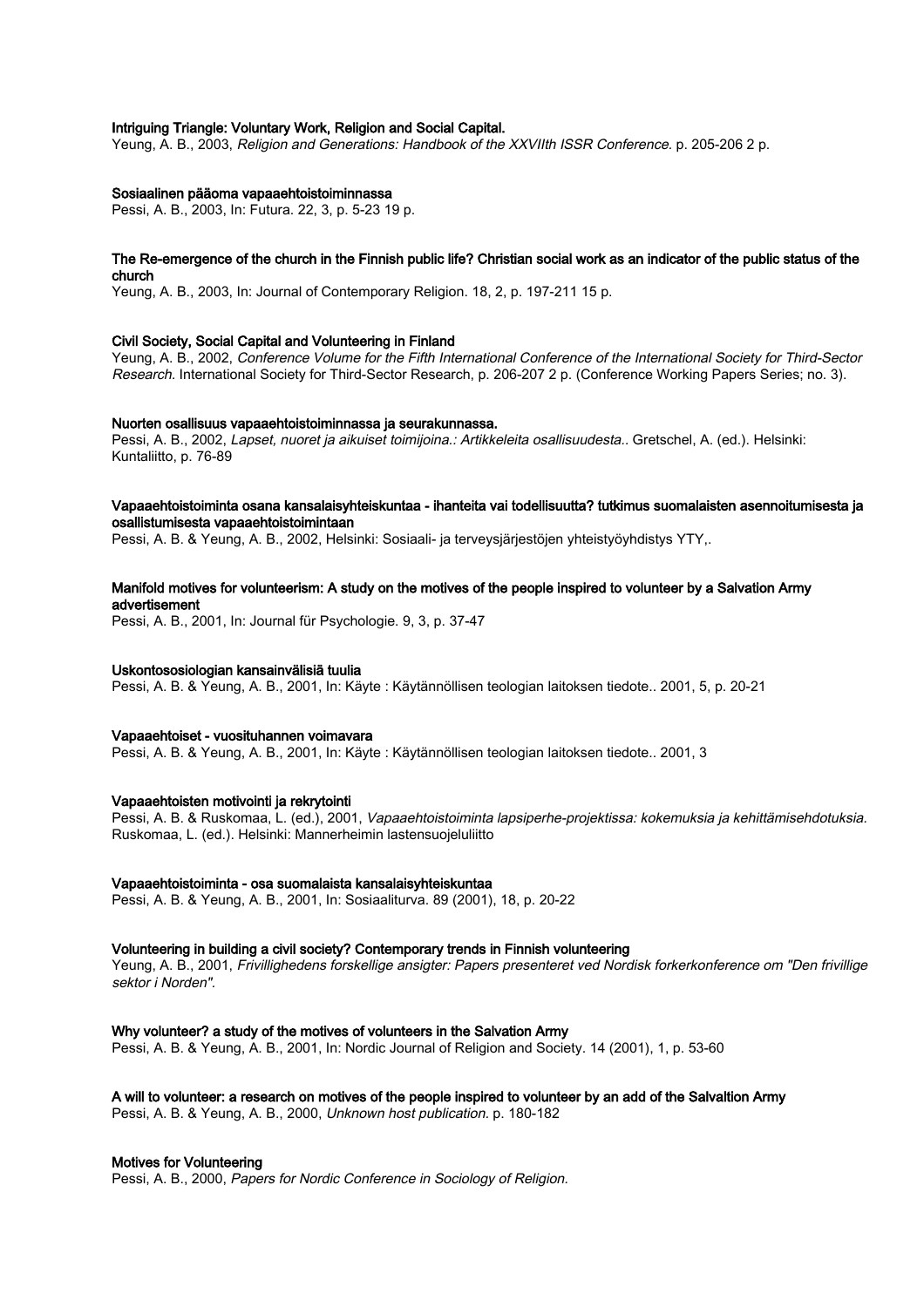**Intriguing Triangle: Voluntary Work, Religion and Social Capital.**
Yeung, A. B., 2003, *Religion and Generations: Handbook of the XXVIIth ISSR Conference.* p. 205-206 2 p.

**Sosiaalinen pääoma vapaaehtoistoiminnassa**
Pessi, A. B., 2003, In: Futura. 22, 3, p. 5-23 19 p.

**The Re-emergence of the church in the Finnish public life? Christian social work as an indicator of the public status of the church**
Yeung, A. B., 2003, In: Journal of Contemporary Religion. 18, 2, p. 197-211 15 p.

**Civil Society, Social Capital and Volunteering in Finland**
Yeung, A. B., 2002, *Conference Volume for the Fifth International Conference of the International Society for Third-Sector Research.* International Society for Third-Sector Research, p. 206-207 2 p. (Conference Working Papers Series; no. 3).

**Nuorten osallisuus vapaaehtoistoiminnassa ja seurakunnassa.**
Pessi, A. B., 2002, *Lapset, nuoret ja aikuiset toimijoina.: Artikkeleita osallisuudesta..* Gretschel, A. (ed.). Helsinki: Kuntaliitto, p. 76-89

**Vapaaehtoistoiminta osana kansalaisyhteiskuntaa - ihanteita vai todellisuutta? tutkimus suomalaisten asennoitumisesta ja osallistumisesta vapaaehtoistoimintaan**
Pessi, A. B. & Yeung, A. B., 2002, Helsinki: Sosiaali- ja terveysjärjestöjen yhteistyöyhdistys YTY,.

**Manifold motives for volunteerism: A study on the motives of the people inspired to volunteer by a Salvation Army advertisement**
Pessi, A. B., 2001, In: Journal für Psychologie. 9, 3, p. 37-47

**Uskontososiologian kansainvälisiä tuulia**
Pessi, A. B. & Yeung, A. B., 2001, In: Käyte : Käytännöllisen teologian laitoksen tiedote.. 2001, 5, p. 20-21

**Vapaaehtoiset - vuosituhannen voimavara**
Pessi, A. B. & Yeung, A. B., 2001, In: Käyte : Käytännöllisen teologian laitoksen tiedote.. 2001, 3

**Vapaaehtoisten motivointi ja rekrytointi**
Pessi, A. B. & Ruskomaa, L. (ed.), 2001, *Vapaaehtoistoiminta lapsiperhe-projektissa: kokemuksia ja kehittämisehdotuksia.* Ruskomaa, L. (ed.). Helsinki: Mannerheimin lastensuojeluliitto

**Vapaaehtoistoiminta - osa suomalaista kansalaisyhteiskuntaa**
Pessi, A. B. & Yeung, A. B., 2001, In: Sosiaaliturva. 89 (2001), 18, p. 20-22

**Volunteering in building a civil society? Contemporary trends in Finnish volunteering**
Yeung, A. B., 2001, *Frivillighedens forskellige ansigter: Papers presenteret ved Nordisk forkerkonference om "Den frivillige sektor i Norden".*

**Why volunteer? a study of the motives of volunteers in the Salvation Army**
Pessi, A. B. & Yeung, A. B., 2001, In: Nordic Journal of Religion and Society. 14 (2001), 1, p. 53-60

**A will to volunteer: a research on motives of the people inspired to volunteer by an add of the Salvaltion Army**
Pessi, A. B. & Yeung, A. B., 2000, *Unknown host publication.* p. 180-182

**Motives for Volunteering**
Pessi, A. B., 2000, *Papers for Nordic Conference in Sociology of Religion.*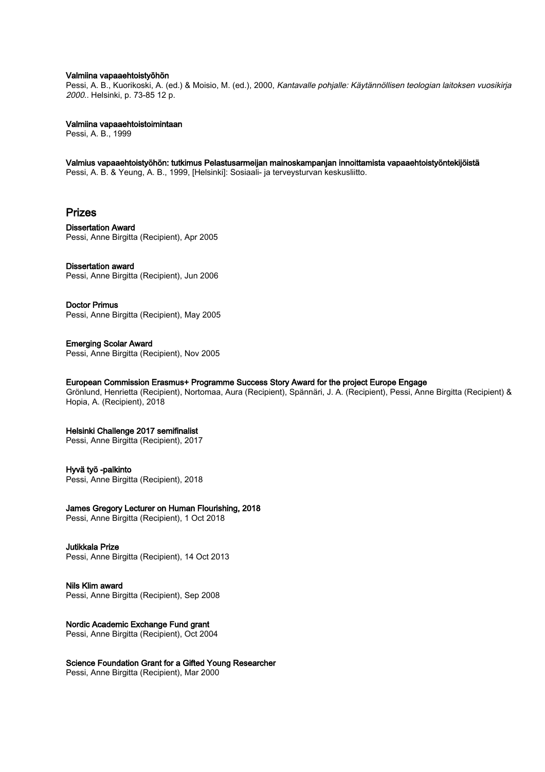**Valmiina vapaaehtoistyöhön**
Pessi, A. B., Kuorikoski, A. (ed.) & Moisio, M. (ed.), 2000, *Kantavalle pohjalle: Käytännöllisen teologian laitoksen vuosikirja 2000.*. Helsinki, p. 73-85 12 p.

**Valmiina vapaaehtoistoimintaan**
Pessi, A. B., 1999

**Valmius vapaaehtoistyöhön: tutkimus Pelastusarmeijan mainoskampanjan innoittamista vapaaehtoistyöntekijöistä**
Pessi, A. B. & Yeung, A. B., 1999, [Helsinki]: Sosiaali- ja terveysturvan keskusliitto.

## Prizes

**Dissertation Award**
Pessi, Anne Birgitta (Recipient), Apr 2005

**Dissertation award**
Pessi, Anne Birgitta (Recipient), Jun 2006

**Doctor Primus**
Pessi, Anne Birgitta (Recipient), May 2005

**Emerging Scolar Award**
Pessi, Anne Birgitta (Recipient), Nov 2005

**European Commission Erasmus+ Programme Success Story Award for the project Europe Engage**
Grönlund, Henrietta (Recipient), Nortomaa, Aura (Recipient), Spännäri, J. A. (Recipient), Pessi, Anne Birgitta (Recipient) & Hopia, A. (Recipient), 2018

**Helsinki Challenge 2017 semifinalist**
Pessi, Anne Birgitta (Recipient), 2017

**Hyvä työ -palkinto**
Pessi, Anne Birgitta (Recipient), 2018

**James Gregory Lecturer on Human Flourishing, 2018**
Pessi, Anne Birgitta (Recipient), 1 Oct 2018

**Jutikkala Prize**
Pessi, Anne Birgitta (Recipient), 14 Oct 2013

**Nils Klim award**
Pessi, Anne Birgitta (Recipient), Sep 2008

**Nordic Academic Exchange Fund grant**
Pessi, Anne Birgitta (Recipient), Oct 2004

**Science Foundation Grant for a Gifted Young Researcher**
Pessi, Anne Birgitta (Recipient), Mar 2000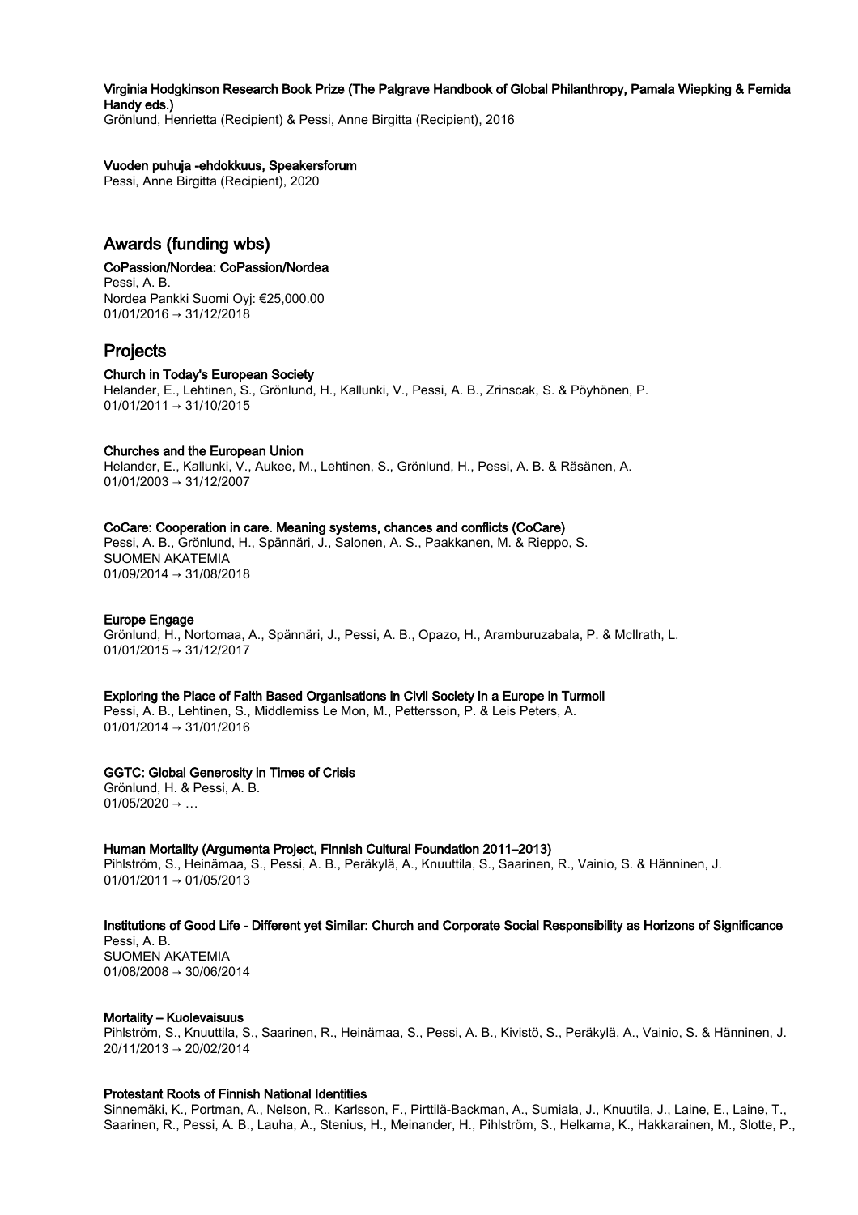**Virginia Hodgkinson Research Book Prize (The Palgrave Handbook of Global Philanthropy, Pamala Wiepking & Femida Handy eds.)**
Grönlund, Henrietta (Recipient) & Pessi, Anne Birgitta (Recipient), 2016

**Vuoden puhuja -ehdokkuus, Speakersforum**
Pessi, Anne Birgitta (Recipient), 2020

## Awards (funding wbs)

**CoPassion/Nordea: CoPassion/Nordea**
Pessi, A. B.
Nordea Pankki Suomi Oyj: €25,000.00
01/01/2016 → 31/12/2018

## Projects

**Church in Today's European Society**
Helander, E., Lehtinen, S., Grönlund, H., Kallunki, V., Pessi, A. B., Zrinscak, S. & Pöyhönen, P.
01/01/2011 → 31/10/2015

**Churches and the European Union**
Helander, E., Kallunki, V., Aukee, M., Lehtinen, S., Grönlund, H., Pessi, A. B. & Räsänen, A.
01/01/2003 → 31/12/2007

**CoCare: Cooperation in care. Meaning systems, chances and conflicts (CoCare)**
Pessi, A. B., Grönlund, H., Spännäri, J., Salonen, A. S., Paakkanen, M. & Rieppo, S.
SUOMEN AKATEMIA
01/09/2014 → 31/08/2018

**Europe Engage**
Grönlund, H., Nortomaa, A., Spännäri, J., Pessi, A. B., Opazo, H., Aramburuzabala, P. & McIlrath, L.
01/01/2015 → 31/12/2017

**Exploring the Place of Faith Based Organisations in Civil Society in a Europe in Turmoil**
Pessi, A. B., Lehtinen, S., Middlemiss Le Mon, M., Pettersson, P. & Leis Peters, A.
01/01/2014 → 31/01/2016

**GGTC: Global Generosity in Times of Crisis**
Grönlund, H. & Pessi, A. B.
01/05/2020 → …

**Human Mortality (Argumenta Project, Finnish Cultural Foundation 2011–2013)**
Pihlström, S., Heinämaa, S., Pessi, A. B., Peräkylä, A., Knuuttila, S., Saarinen, R., Vainio, S. & Hänninen, J.
01/01/2011 → 01/05/2013

**Institutions of Good Life - Different yet Similar: Church and Corporate Social Responsibility as Horizons of Significance**
Pessi, A. B.
SUOMEN AKATEMIA
01/08/2008 → 30/06/2014

**Mortality – Kuolevaisuus**
Pihlström, S., Knuuttila, S., Saarinen, R., Heinämaa, S., Pessi, A. B., Kivistö, S., Peräkylä, A., Vainio, S. & Hänninen, J.
20/11/2013 → 20/02/2014

**Protestant Roots of Finnish National Identities**
Sinnemäki, K., Portman, A., Nelson, R., Karlsson, F., Pirttilä-Backman, A., Sumiala, J., Knuutila, J., Laine, E., Laine, T., Saarinen, R., Pessi, A. B., Lauha, A., Stenius, H., Meinander, H., Pihlström, S., Helkama, K., Hakkarainen, M., Slotte, P.,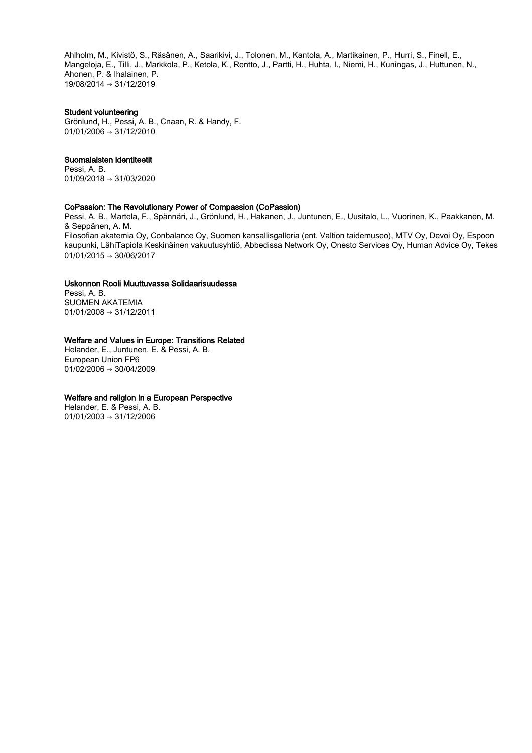Ahlholm, M., Kivistö, S., Räsänen, A., Saarikivi, J., Tolonen, M., Kantola, A., Martikainen, P., Hurri, S., Finell, E., Mangeloja, E., Tilli, J., Markkola, P., Ketola, K., Rentto, J., Partti, H., Huhta, I., Niemi, H., Kuningas, J., Huttunen, N., Ahonen, P. & Ihalainen, P.
19/08/2014 → 31/12/2019

**Student volunteering**
Grönlund, H., Pessi, A. B., Cnaan, R. & Handy, F.
01/01/2006 → 31/12/2010

**Suomalaisten identiteetit**
Pessi, A. B.
01/09/2018 → 31/03/2020

**CoPassion: The Revolutionary Power of Compassion (CoPassion)**
Pessi, A. B., Martela, F., Spännäri, J., Grönlund, H., Hakanen, J., Juntunen, E., Uusitalo, L., Vuorinen, K., Paakkanen, M. & Seppänen, A. M.
Filosofian akatemia Oy, Conbalance Oy, Suomen kansallisgalleria (ent. Valtion taidemuseo), MTV Oy, Devoi Oy, Espoon kaupunki, LähiTapiola Keskinäinen vakuutusyhtiö, Abbedissa Network Oy, Onesto Services Oy, Human Advice Oy, Tekes
01/01/2015 → 30/06/2017

**Uskonnon Rooli Muuttuvassa Solidaarisuudessa**
Pessi, A. B.
SUOMEN AKATEMIA
01/01/2008 → 31/12/2011

**Welfare and Values in Europe: Transitions Related**
Helander, E., Juntunen, E. & Pessi, A. B.
European Union FP6
01/02/2006 → 30/04/2009

**Welfare and religion in a European Perspective**
Helander, E. & Pessi, A. B.
01/01/2003 → 31/12/2006